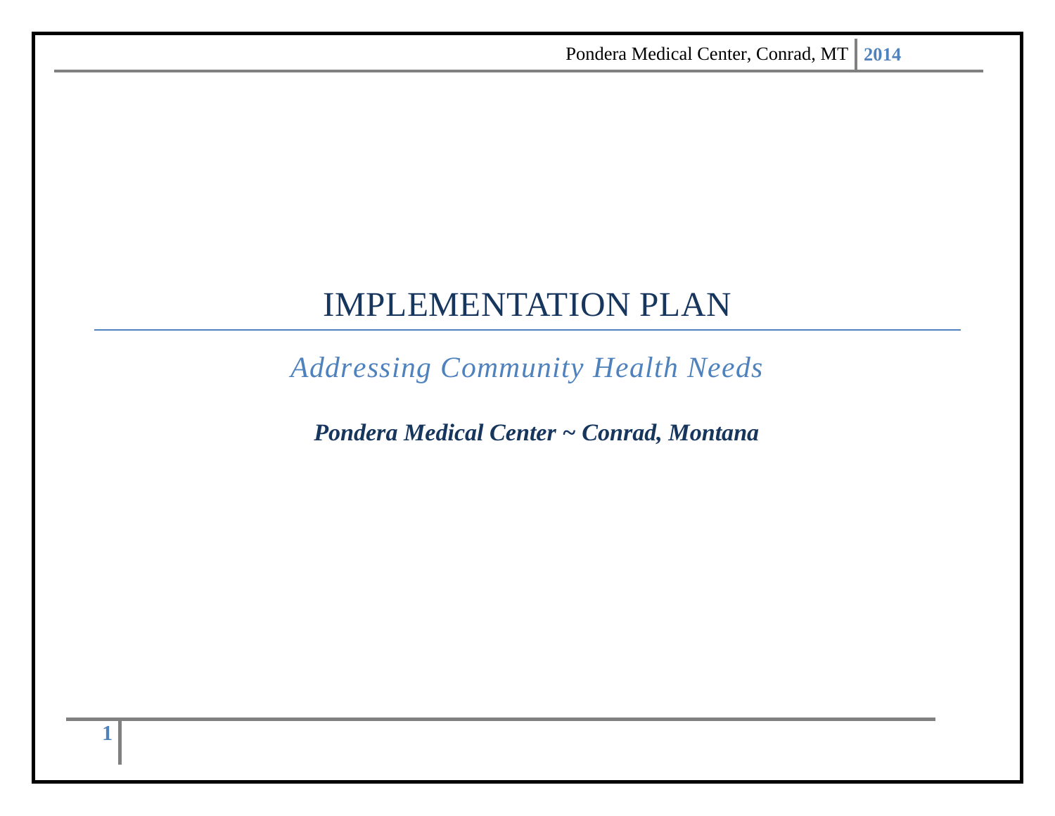# IMPLEMENTATION PLAN

## *Addressing Community Health Needs*

***Pondera Medical Center ~ Conrad, Montana***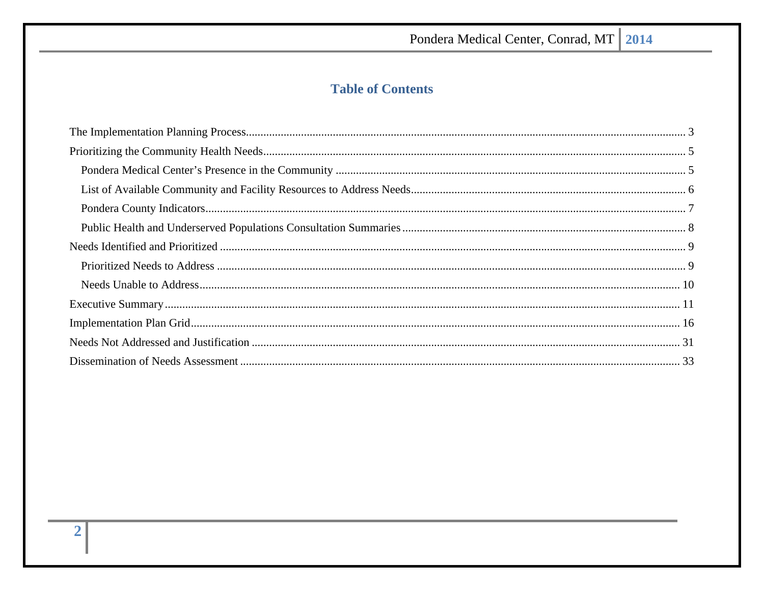# Table of Contents

The Implementation Planning Process .......... 3

Prioritizing the Community Health Needs .......... 5

- Pondera Medical Center's Presence in the Community .......... 5
- List of Available Community and Facility Resources to Address Needs .......... 6
- Pondera County Indicators .......... 7
- Public Health and Underserved Populations Consultation Summaries .......... 8

Needs Identified and Prioritized .......... 9

- Prioritized Needs to Address .......... 9
- Needs Unable to Address .......... 10

Executive Summary .......... 11

Implementation Plan Grid .......... 16

Needs Not Addressed and Justification .......... 31

Dissemination of Needs Assessment .......... 33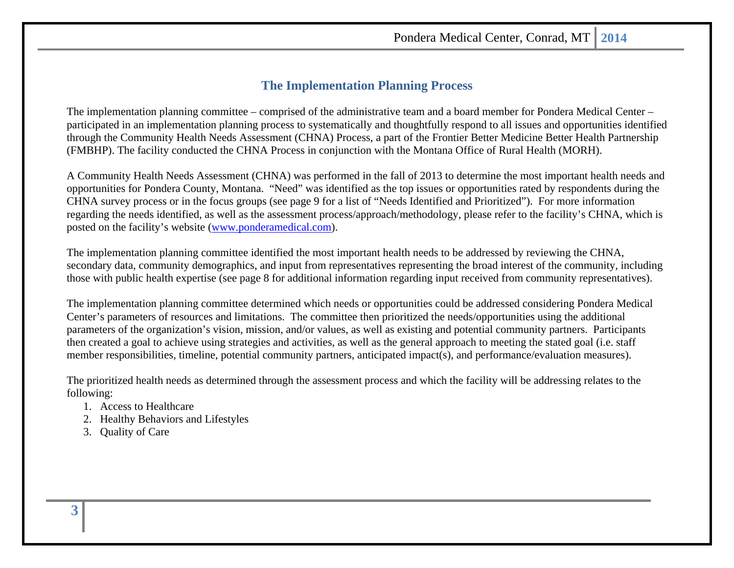## The Implementation Planning Process

The implementation planning committee – comprised of the administrative team and a board member for Pondera Medical Center – participated in an implementation planning process to systematically and thoughtfully respond to all issues and opportunities identified through the Community Health Needs Assessment (CHNA) Process, a part of the Frontier Better Medicine Better Health Partnership (FMBHP). The facility conducted the CHNA Process in conjunction with the Montana Office of Rural Health (MORH).

A Community Health Needs Assessment (CHNA) was performed in the fall of 2013 to determine the most important health needs and opportunities for Pondera County, Montana. "Need" was identified as the top issues or opportunities rated by respondents during the CHNA survey process or in the focus groups (see page 9 for a list of "Needs Identified and Prioritized"). For more information regarding the needs identified, as well as the assessment process/approach/methodology, please refer to the facility's CHNA, which is posted on the facility's website (www.ponderamedical.com).

The implementation planning committee identified the most important health needs to be addressed by reviewing the CHNA, secondary data, community demographics, and input from representatives representing the broad interest of the community, including those with public health expertise (see page 8 for additional information regarding input received from community representatives).

The implementation planning committee determined which needs or opportunities could be addressed considering Pondera Medical Center's parameters of resources and limitations. The committee then prioritized the needs/opportunities using the additional parameters of the organization's vision, mission, and/or values, as well as existing and potential community partners. Participants then created a goal to achieve using strategies and activities, as well as the general approach to meeting the stated goal (i.e. staff member responsibilities, timeline, potential community partners, anticipated impact(s), and performance/evaluation measures).

The prioritized health needs as determined through the assessment process and which the facility will be addressing relates to the following:

1. Access to Healthcare
2. Healthy Behaviors and Lifestyles
3. Quality of Care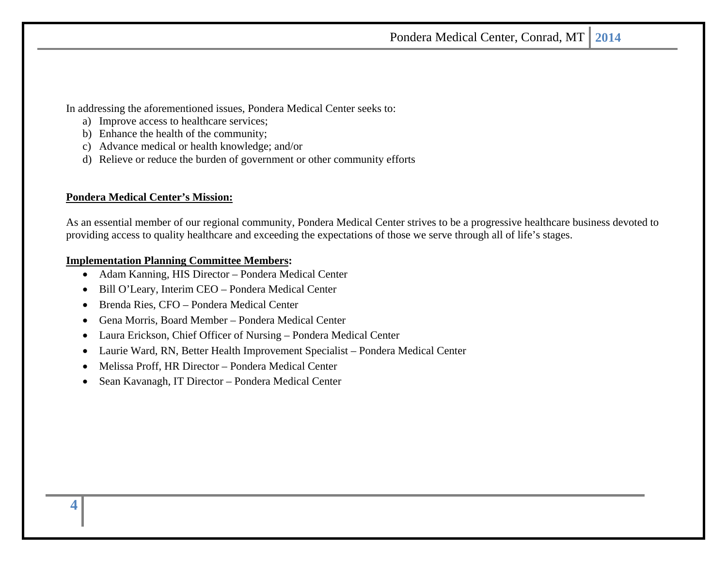In addressing the aforementioned issues, Pondera Medical Center seeks to:

a) Improve access to healthcare services;
b) Enhance the health of the community;
c) Advance medical or health knowledge; and/or
d) Relieve or reduce the burden of government or other community efforts

**Pondera Medical Center's Mission:**

As an essential member of our regional community, Pondera Medical Center strives to be a progressive healthcare business devoted to providing access to quality healthcare and exceeding the expectations of those we serve through all of life's stages.

**Implementation Planning Committee Members:**

- Adam Kanning, HIS Director – Pondera Medical Center
- Bill O'Leary, Interim CEO – Pondera Medical Center
- Brenda Ries, CFO – Pondera Medical Center
- Gena Morris, Board Member – Pondera Medical Center
- Laura Erickson, Chief Officer of Nursing – Pondera Medical Center
- Laurie Ward, RN, Better Health Improvement Specialist – Pondera Medical Center
- Melissa Proff, HR Director – Pondera Medical Center
- Sean Kavanagh, IT Director – Pondera Medical Center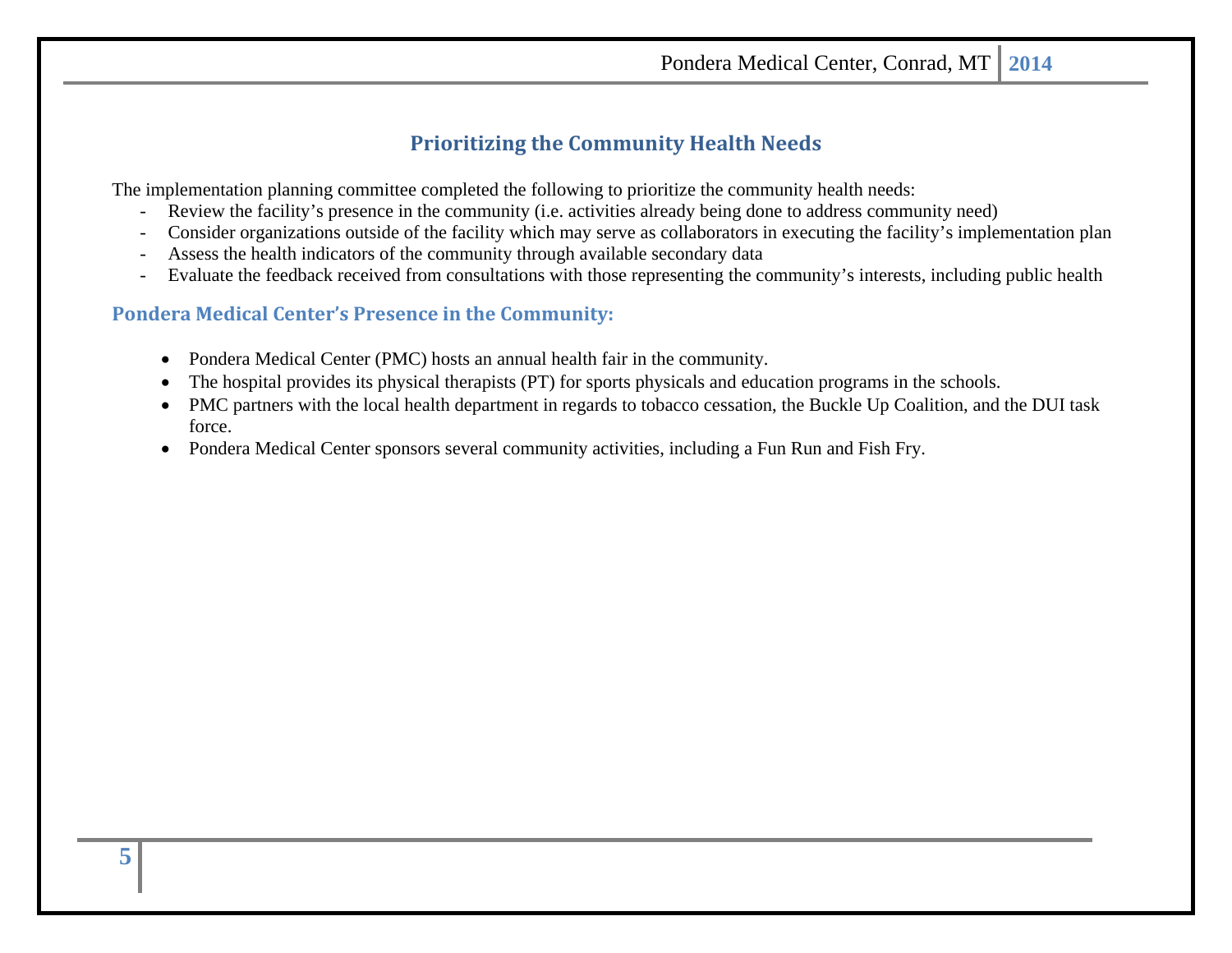## Prioritizing the Community Health Needs

The implementation planning committee completed the following to prioritize the community health needs:

- Review the facility's presence in the community (i.e. activities already being done to address community need)
- Consider organizations outside of the facility which may serve as collaborators in executing the facility's implementation plan
- Assess the health indicators of the community through available secondary data
- Evaluate the feedback received from consultations with those representing the community's interests, including public health

### Pondera Medical Center's Presence in the Community:

- Pondera Medical Center (PMC) hosts an annual health fair in the community.
- The hospital provides its physical therapists (PT) for sports physicals and education programs in the schools.
- PMC partners with the local health department in regards to tobacco cessation, the Buckle Up Coalition, and the DUI task force.
- Pondera Medical Center sponsors several community activities, including a Fun Run and Fish Fry.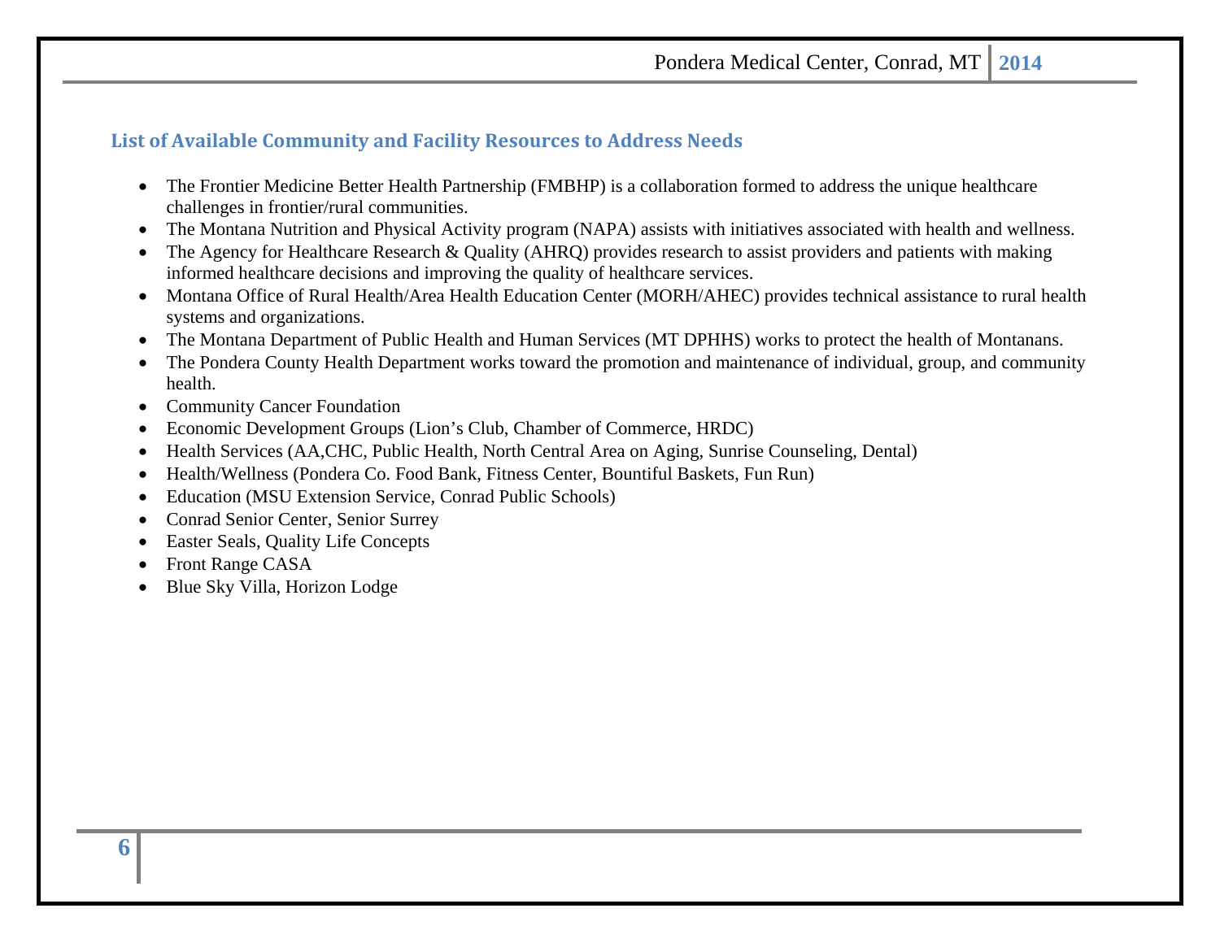## List of Available Community and Facility Resources to Address Needs

- The Frontier Medicine Better Health Partnership (FMBHP) is a collaboration formed to address the unique healthcare challenges in frontier/rural communities.
- The Montana Nutrition and Physical Activity program (NAPA) assists with initiatives associated with health and wellness.
- The Agency for Healthcare Research & Quality (AHRQ) provides research to assist providers and patients with making informed healthcare decisions and improving the quality of healthcare services.
- Montana Office of Rural Health/Area Health Education Center (MORH/AHEC) provides technical assistance to rural health systems and organizations.
- The Montana Department of Public Health and Human Services (MT DPHHS) works to protect the health of Montanans.
- The Pondera County Health Department works toward the promotion and maintenance of individual, group, and community health.
- Community Cancer Foundation
- Economic Development Groups (Lion's Club, Chamber of Commerce, HRDC)
- Health Services (AA,CHC, Public Health, North Central Area on Aging, Sunrise Counseling, Dental)
- Health/Wellness (Pondera Co. Food Bank, Fitness Center, Bountiful Baskets, Fun Run)
- Education (MSU Extension Service, Conrad Public Schools)
- Conrad Senior Center, Senior Surrey
- Easter Seals, Quality Life Concepts
- Front Range CASA
- Blue Sky Villa, Horizon Lodge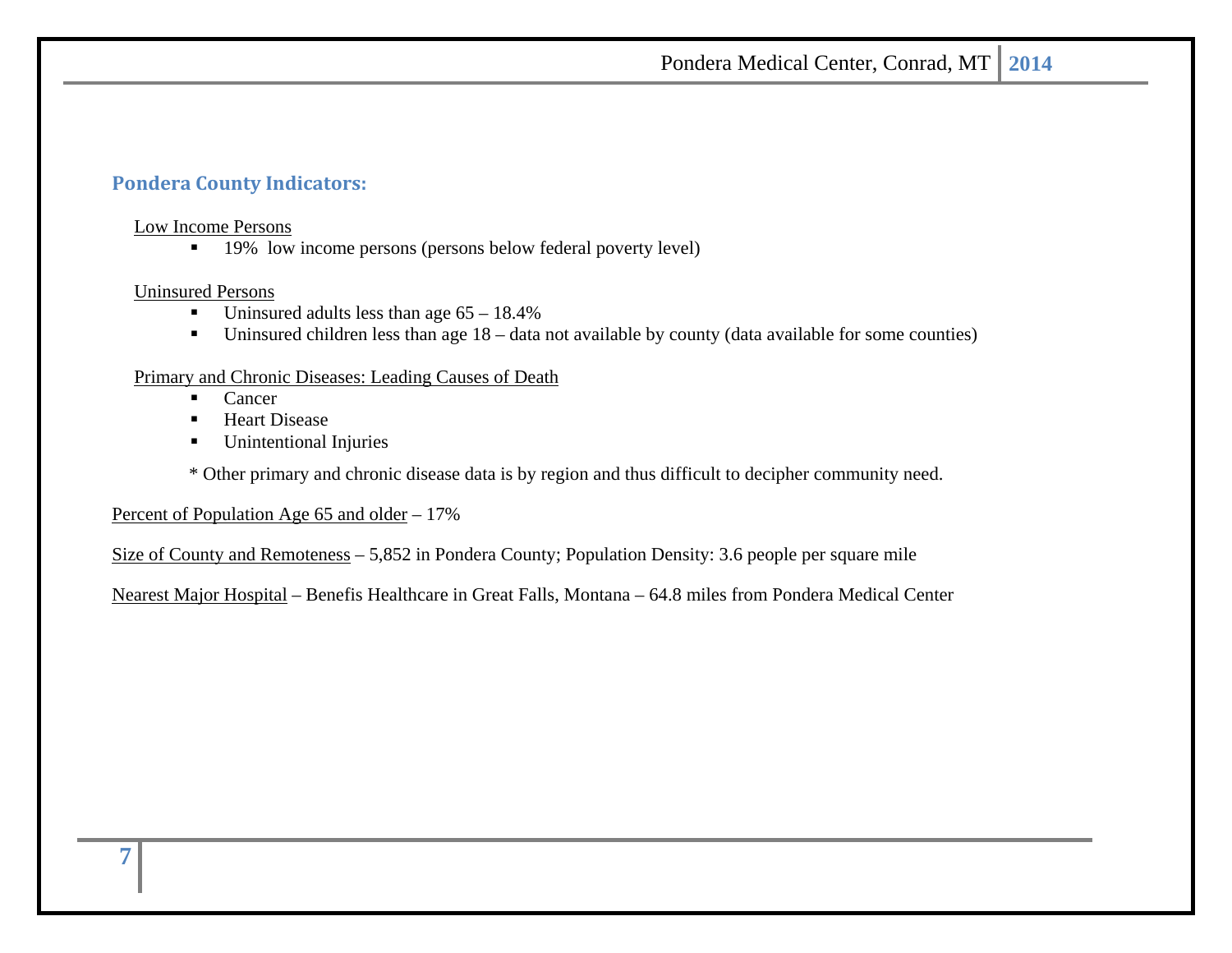## Pondera County Indicators:

Low Income Persons

- 19% low income persons (persons below federal poverty level)

Uninsured Persons

- Uninsured adults less than age 65 – 18.4%
- Uninsured children less than age 18 – data not available by county (data available for some counties)

Primary and Chronic Diseases: Leading Causes of Death

- Cancer
- Heart Disease
- Unintentional Injuries

* Other primary and chronic disease data is by region and thus difficult to decipher community need.

Percent of Population Age 65 and older – 17%

Size of County and Remoteness – 5,852 in Pondera County; Population Density: 3.6 people per square mile

Nearest Major Hospital – Benefis Healthcare in Great Falls, Montana – 64.8 miles from Pondera Medical Center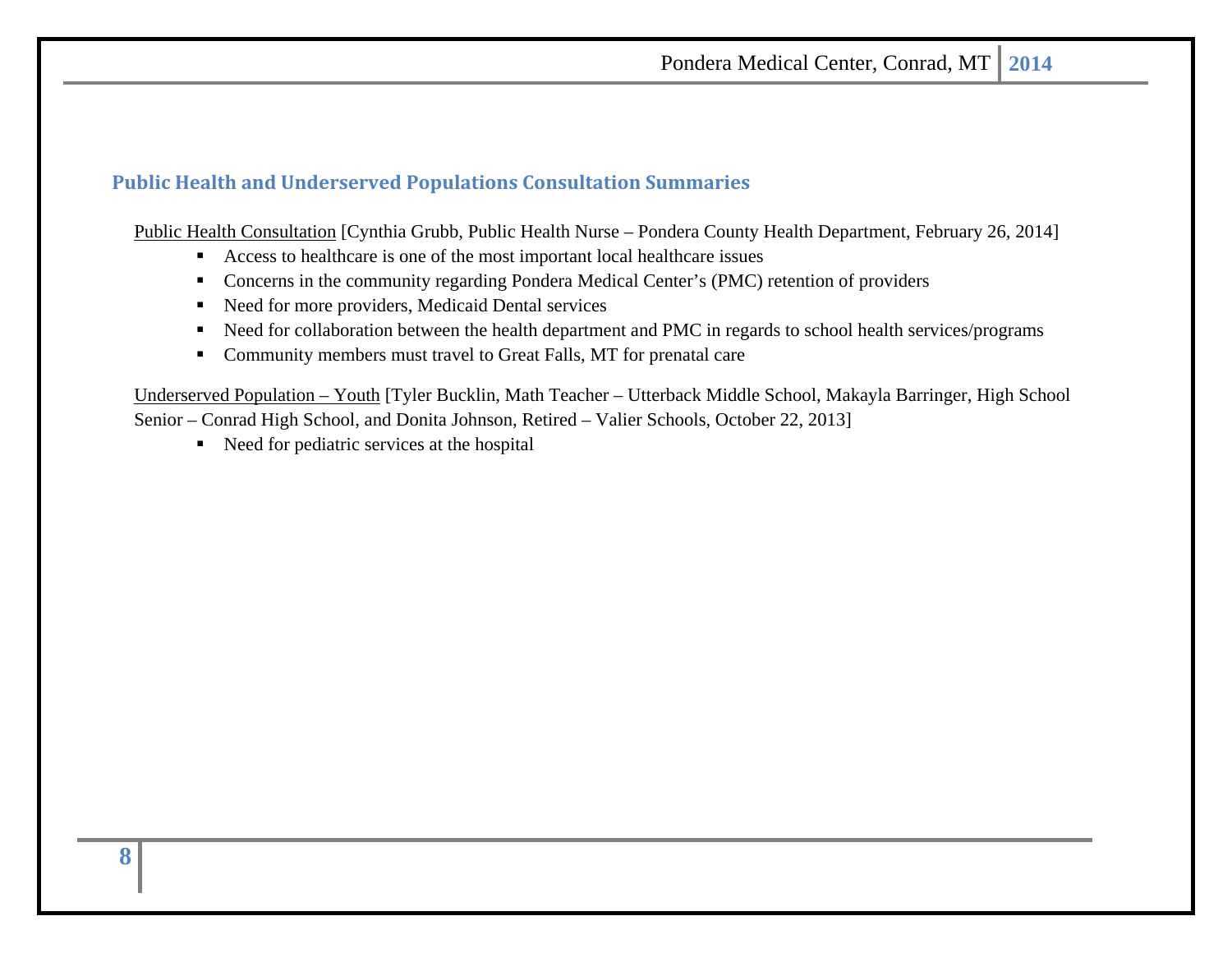## Public Health and Underserved Populations Consultation Summaries

Public Health Consultation [Cynthia Grubb, Public Health Nurse – Pondera County Health Department, February 26, 2014]

- Access to healthcare is one of the most important local healthcare issues
- Concerns in the community regarding Pondera Medical Center's (PMC) retention of providers
- Need for more providers, Medicaid Dental services
- Need for collaboration between the health department and PMC in regards to school health services/programs
- Community members must travel to Great Falls, MT for prenatal care

Underserved Population – Youth [Tyler Bucklin, Math Teacher – Utterback Middle School, Makayla Barringer, High School Senior – Conrad High School, and Donita Johnson, Retired – Valier Schools, October 22, 2013]

- Need for pediatric services at the hospital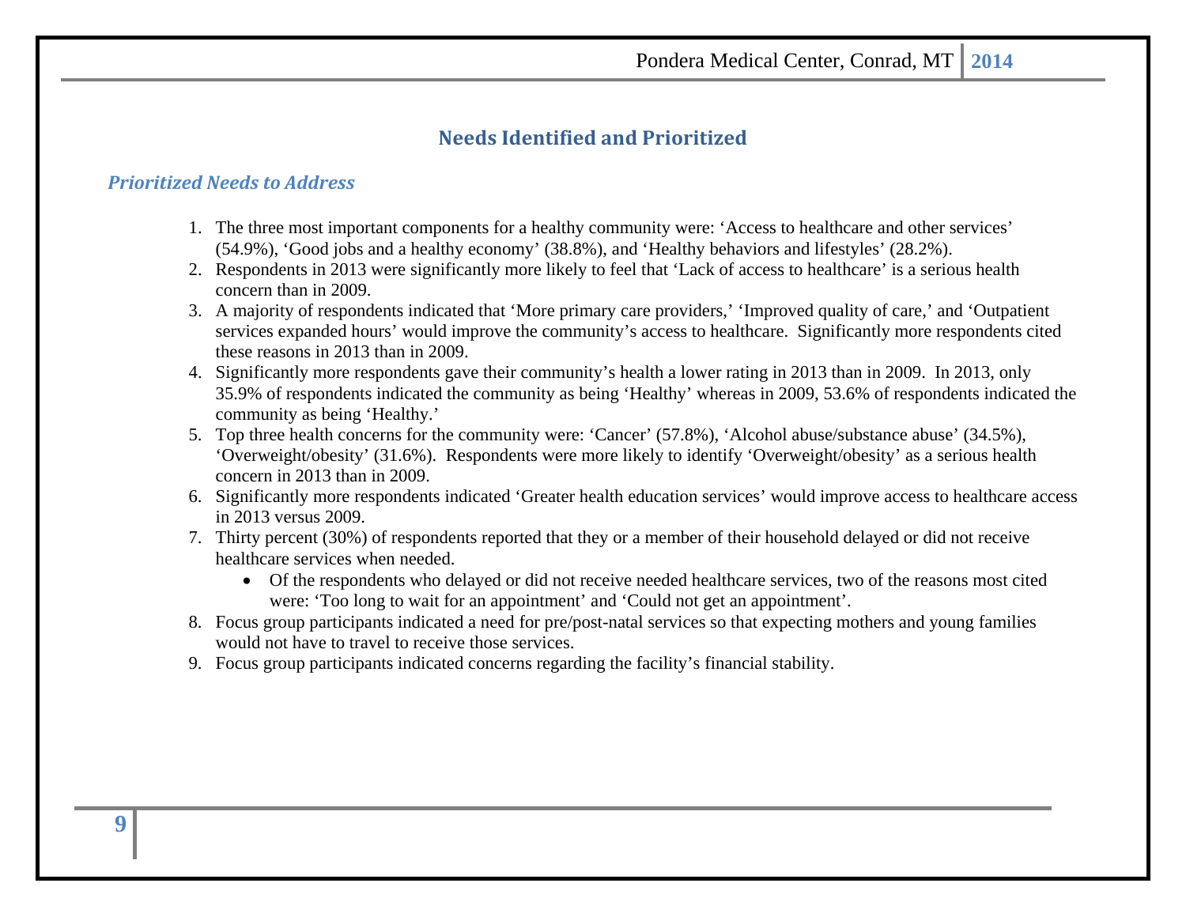## Needs Identified and Prioritized

### *Prioritized Needs to Address*

1. The three most important components for a healthy community were: 'Access to healthcare and other services' (54.9%), 'Good jobs and a healthy economy' (38.8%), and 'Healthy behaviors and lifestyles' (28.2%).
2. Respondents in 2013 were significantly more likely to feel that 'Lack of access to healthcare' is a serious health concern than in 2009.
3. A majority of respondents indicated that 'More primary care providers,' 'Improved quality of care,' and 'Outpatient services expanded hours' would improve the community's access to healthcare. Significantly more respondents cited these reasons in 2013 than in 2009.
4. Significantly more respondents gave their community's health a lower rating in 2013 than in 2009. In 2013, only 35.9% of respondents indicated the community as being 'Healthy' whereas in 2009, 53.6% of respondents indicated the community as being 'Healthy.'
5. Top three health concerns for the community were: 'Cancer' (57.8%), 'Alcohol abuse/substance abuse' (34.5%), 'Overweight/obesity' (31.6%). Respondents were more likely to identify 'Overweight/obesity' as a serious health concern in 2013 than in 2009.
6. Significantly more respondents indicated 'Greater health education services' would improve access to healthcare access in 2013 versus 2009.
7. Thirty percent (30%) of respondents reported that they or a member of their household delayed or did not receive healthcare services when needed.
    - Of the respondents who delayed or did not receive needed healthcare services, two of the reasons most cited were: 'Too long to wait for an appointment' and 'Could not get an appointment'.
8. Focus group participants indicated a need for pre/post-natal services so that expecting mothers and young families would not have to travel to receive those services.
9. Focus group participants indicated concerns regarding the facility's financial stability.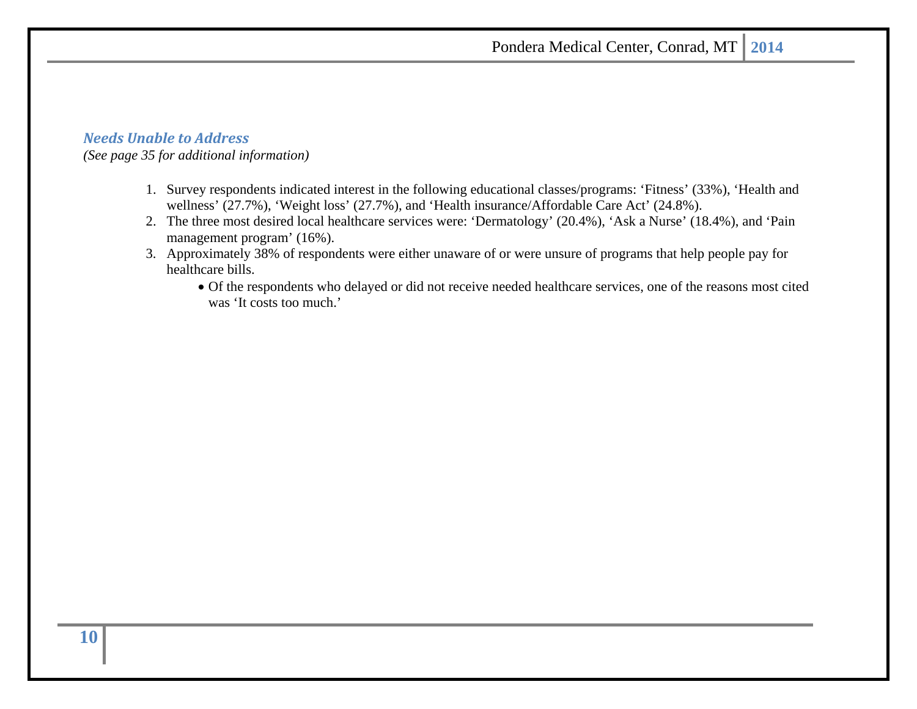### *Needs Unable to Address*

*(See page 35 for additional information)*

1. Survey respondents indicated interest in the following educational classes/programs: 'Fitness' (33%), 'Health and wellness' (27.7%), 'Weight loss' (27.7%), and 'Health insurance/Affordable Care Act' (24.8%).
2. The three most desired local healthcare services were: 'Dermatology' (20.4%), 'Ask a Nurse' (18.4%), and 'Pain management program' (16%).
3. Approximately 38% of respondents were either unaware of or were unsure of programs that help people pay for healthcare bills.
   - Of the respondents who delayed or did not receive needed healthcare services, one of the reasons most cited was 'It costs too much.'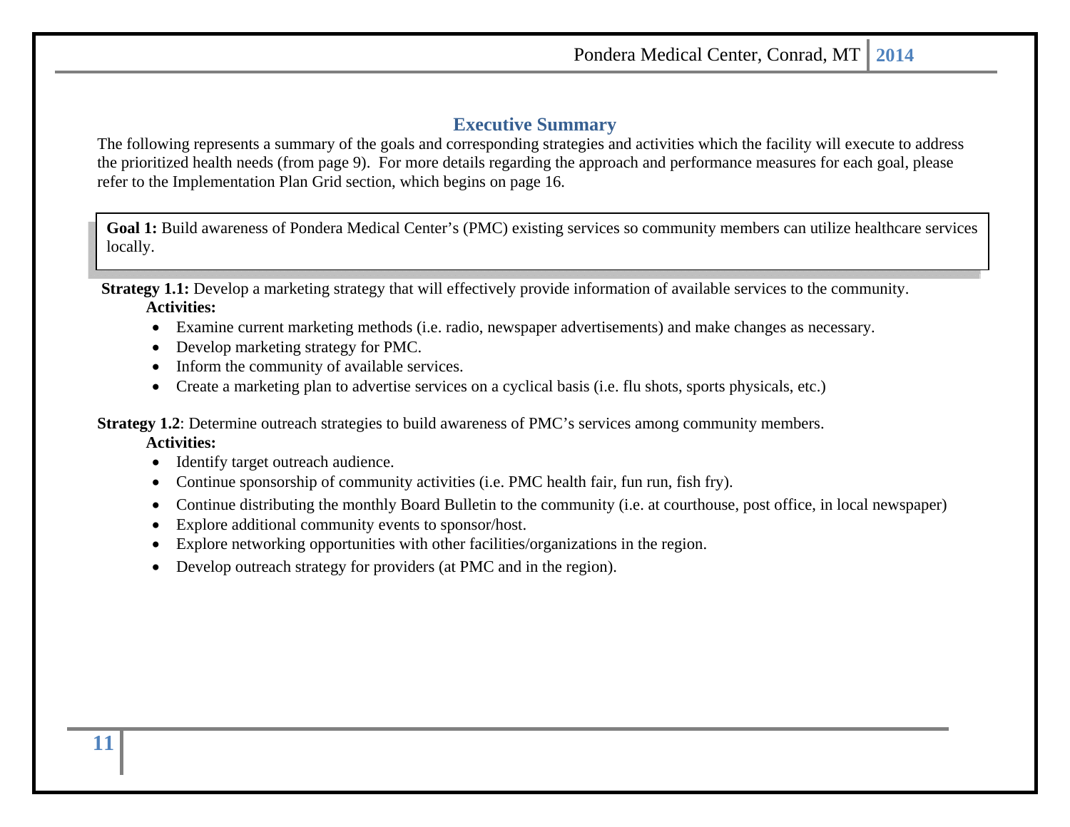## Executive Summary

The following represents a summary of the goals and corresponding strategies and activities which the facility will execute to address the prioritized health needs (from page 9). For more details regarding the approach and performance measures for each goal, please refer to the Implementation Plan Grid section, which begins on page 16.

**Goal 1:** Build awareness of Pondera Medical Center's (PMC) existing services so community members can utilize healthcare services locally.

**Strategy 1.1:** Develop a marketing strategy that will effectively provide information of available services to the community.

**Activities:**

- Examine current marketing methods (i.e. radio, newspaper advertisements) and make changes as necessary.
- Develop marketing strategy for PMC.
- Inform the community of available services.
- Create a marketing plan to advertise services on a cyclical basis (i.e. flu shots, sports physicals, etc.)

**Strategy 1.2**: Determine outreach strategies to build awareness of PMC's services among community members.

**Activities:**

- Identify target outreach audience.
- Continue sponsorship of community activities (i.e. PMC health fair, fun run, fish fry).
- Continue distributing the monthly Board Bulletin to the community (i.e. at courthouse, post office, in local newspaper)
- Explore additional community events to sponsor/host.
- Explore networking opportunities with other facilities/organizations in the region.
- Develop outreach strategy for providers (at PMC and in the region).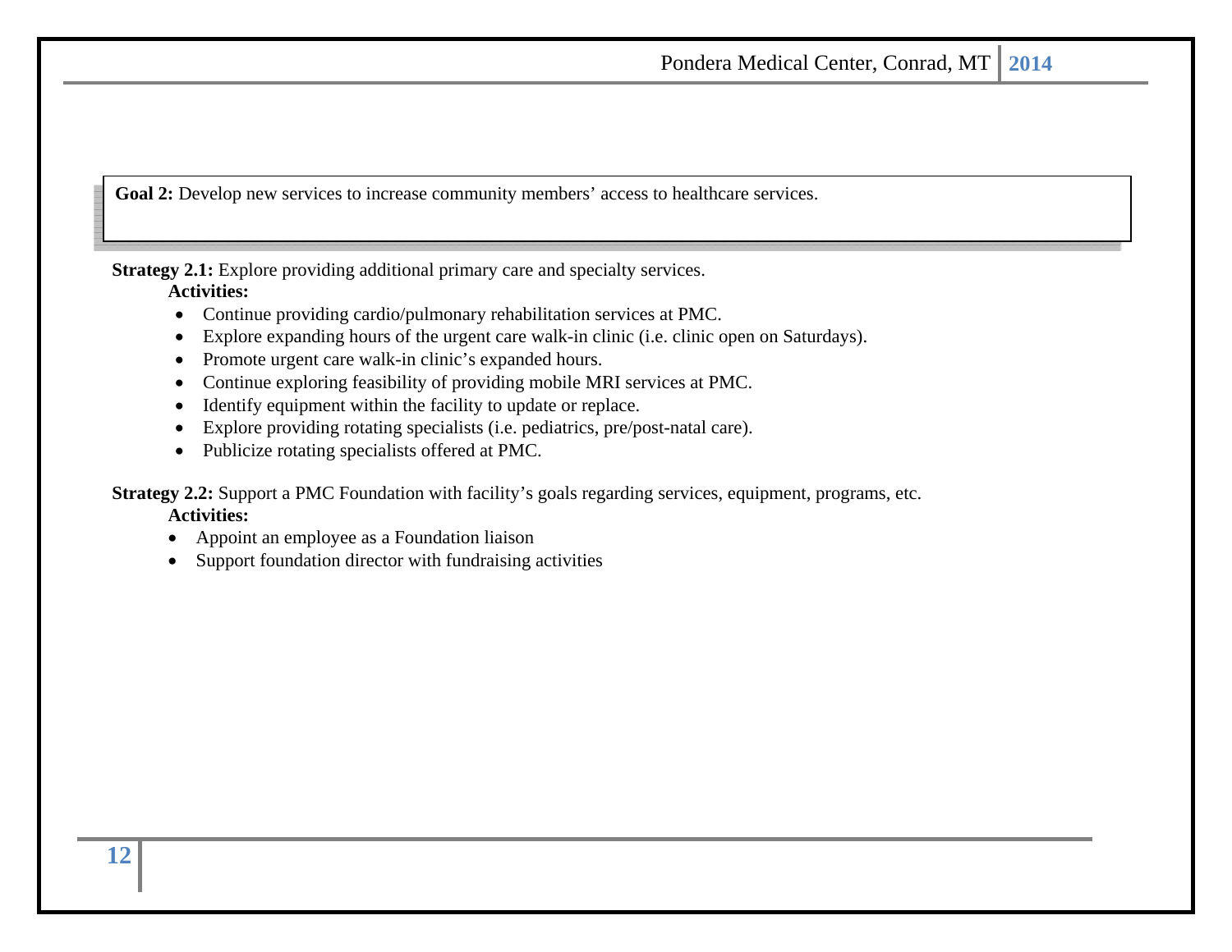**Goal 2:** Develop new services to increase community members' access to healthcare services.

**Strategy 2.1:** Explore providing additional primary care and specialty services.

**Activities:**

- Continue providing cardio/pulmonary rehabilitation services at PMC.
- Explore expanding hours of the urgent care walk-in clinic (i.e. clinic open on Saturdays).
- Promote urgent care walk-in clinic's expanded hours.
- Continue exploring feasibility of providing mobile MRI services at PMC.
- Identify equipment within the facility to update or replace.
- Explore providing rotating specialists (i.e. pediatrics, pre/post-natal care).
- Publicize rotating specialists offered at PMC.

**Strategy 2.2:** Support a PMC Foundation with facility's goals regarding services, equipment, programs, etc.

**Activities:**

- Appoint an employee as a Foundation liaison
- Support foundation director with fundraising activities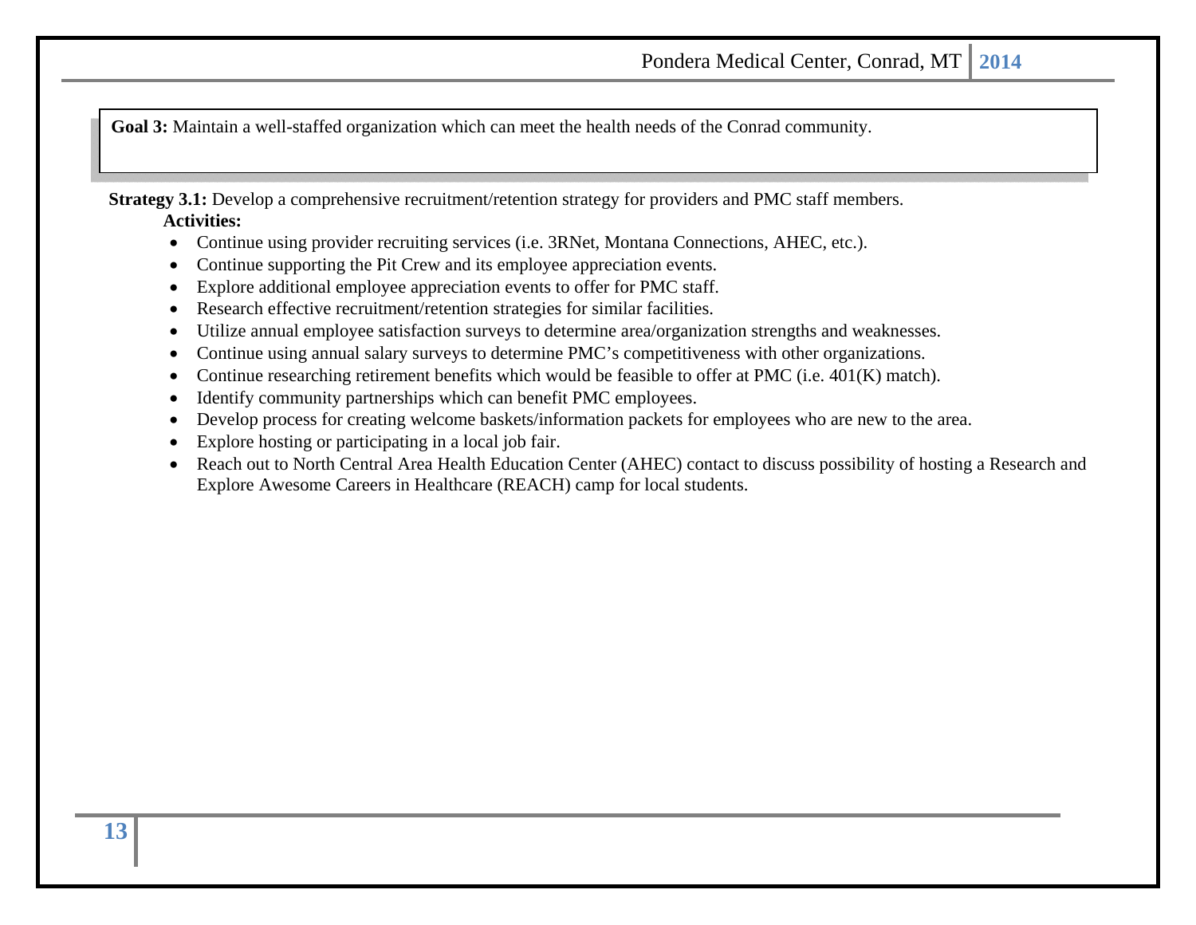**Goal 3:** Maintain a well-staffed organization which can meet the health needs of the Conrad community.

**Strategy 3.1:** Develop a comprehensive recruitment/retention strategy for providers and PMC staff members.

**Activities:**

- Continue using provider recruiting services (i.e. 3RNet, Montana Connections, AHEC, etc.).
- Continue supporting the Pit Crew and its employee appreciation events.
- Explore additional employee appreciation events to offer for PMC staff.
- Research effective recruitment/retention strategies for similar facilities.
- Utilize annual employee satisfaction surveys to determine area/organization strengths and weaknesses.
- Continue using annual salary surveys to determine PMC's competitiveness with other organizations.
- Continue researching retirement benefits which would be feasible to offer at PMC (i.e. 401(K) match).
- Identify community partnerships which can benefit PMC employees.
- Develop process for creating welcome baskets/information packets for employees who are new to the area.
- Explore hosting or participating in a local job fair.
- Reach out to North Central Area Health Education Center (AHEC) contact to discuss possibility of hosting a Research and Explore Awesome Careers in Healthcare (REACH) camp for local students.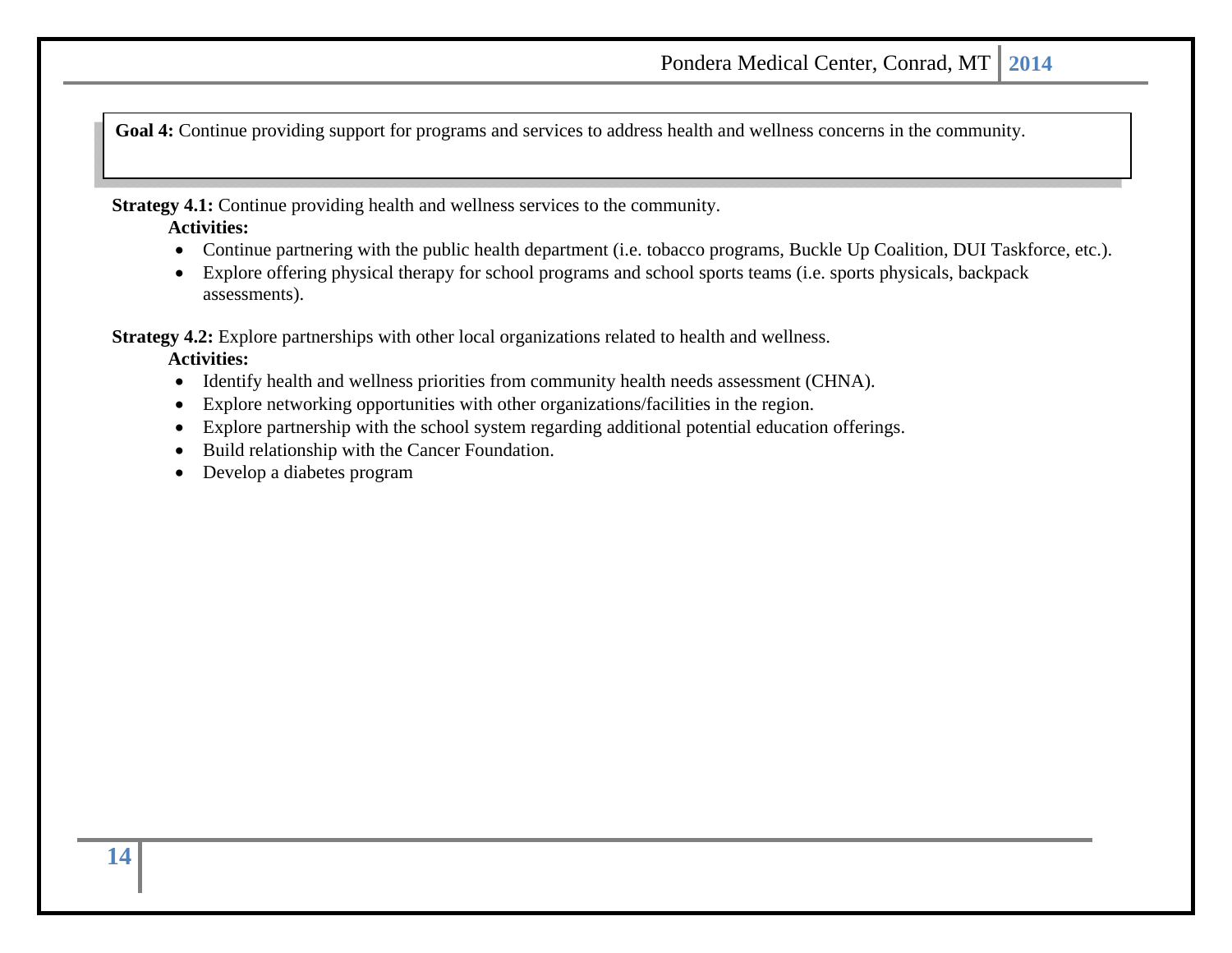**Goal 4:** Continue providing support for programs and services to address health and wellness concerns in the community.

**Strategy 4.1:** Continue providing health and wellness services to the community.

**Activities:**

- Continue partnering with the public health department (i.e. tobacco programs, Buckle Up Coalition, DUI Taskforce, etc.).
- Explore offering physical therapy for school programs and school sports teams (i.e. sports physicals, backpack assessments).

**Strategy 4.2:** Explore partnerships with other local organizations related to health and wellness.

**Activities:**

- Identify health and wellness priorities from community health needs assessment (CHNA).
- Explore networking opportunities with other organizations/facilities in the region.
- Explore partnership with the school system regarding additional potential education offerings.
- Build relationship with the Cancer Foundation.
- Develop a diabetes program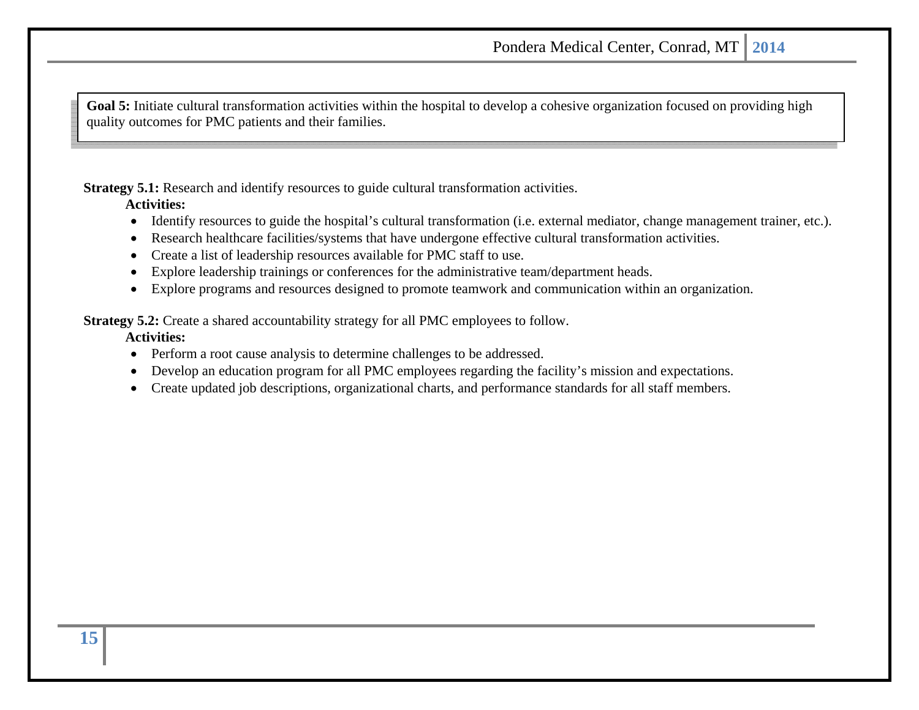**Goal 5:** Initiate cultural transformation activities within the hospital to develop a cohesive organization focused on providing high quality outcomes for PMC patients and their families.

**Strategy 5.1:** Research and identify resources to guide cultural transformation activities.

**Activities:**

- Identify resources to guide the hospital's cultural transformation (i.e. external mediator, change management trainer, etc.).
- Research healthcare facilities/systems that have undergone effective cultural transformation activities.
- Create a list of leadership resources available for PMC staff to use.
- Explore leadership trainings or conferences for the administrative team/department heads.
- Explore programs and resources designed to promote teamwork and communication within an organization.

**Strategy 5.2:** Create a shared accountability strategy for all PMC employees to follow.

**Activities:**

- Perform a root cause analysis to determine challenges to be addressed.
- Develop an education program for all PMC employees regarding the facility's mission and expectations.
- Create updated job descriptions, organizational charts, and performance standards for all staff members.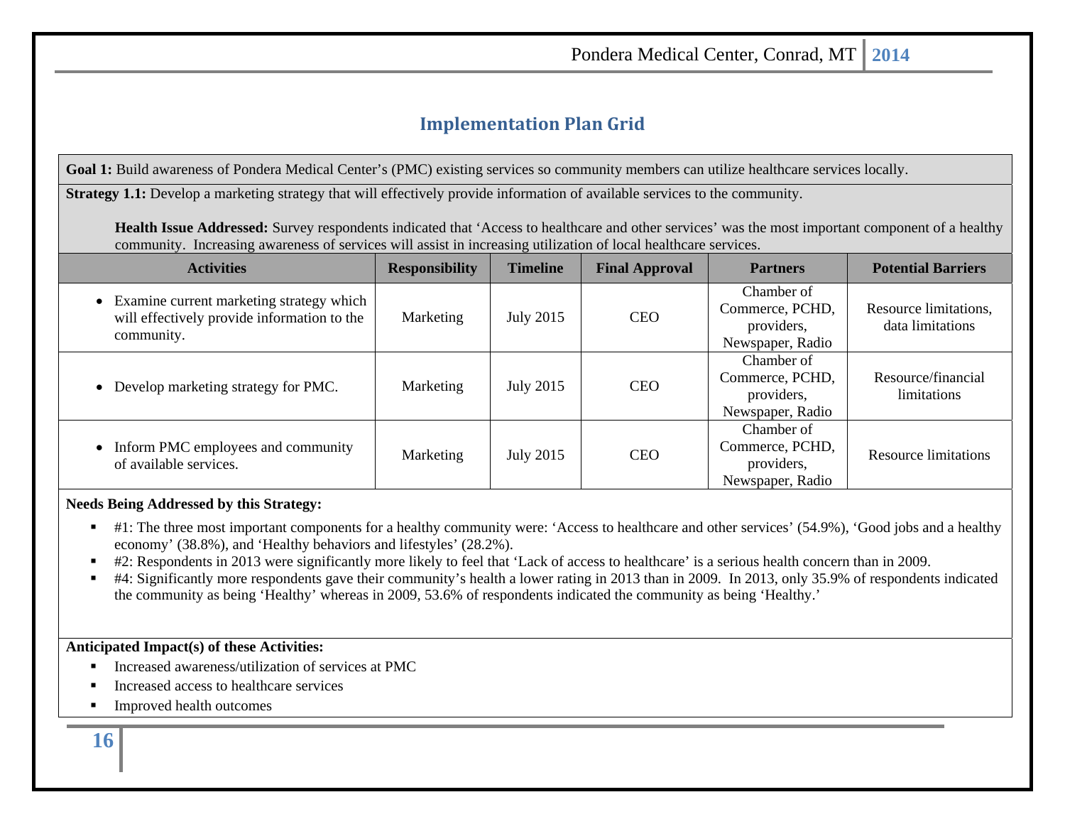## Implementation Plan Grid

**Goal 1:** Build awareness of Pondera Medical Center's (PMC) existing services so community members can utilize healthcare services locally.

**Strategy 1.1:** Develop a marketing strategy that will effectively provide information of available services to the community.

**Health Issue Addressed:** Survey respondents indicated that 'Access to healthcare and other services' was the most important component of a healthy community. Increasing awareness of services will assist in increasing utilization of local healthcare services.

| Activities | Responsibility | Timeline | Final Approval | Partners | Potential Barriers |
|---|---|---|---|---|---|
| • Examine current marketing strategy which will effectively provide information to the community. | Marketing | July 2015 | CEO | Chamber of Commerce, PCHD, providers, Newspaper, Radio | Resource limitations, data limitations |
| • Develop marketing strategy for PMC. | Marketing | July 2015 | CEO | Chamber of Commerce, PCHD, providers, Newspaper, Radio | Resource/financial limitations |
| • Inform PMC employees and community of available services. | Marketing | July 2015 | CEO | Chamber of Commerce, PCHD, providers, Newspaper, Radio | Resource limitations |

**Needs Being Addressed by this Strategy:**

- #1: The three most important components for a healthy community were: 'Access to healthcare and other services' (54.9%), 'Good jobs and a healthy economy' (38.8%), and 'Healthy behaviors and lifestyles' (28.2%).
- #2: Respondents in 2013 were significantly more likely to feel that 'Lack of access to healthcare' is a serious health concern than in 2009.
- #4: Significantly more respondents gave their community's health a lower rating in 2013 than in 2009. In 2013, only 35.9% of respondents indicated the community as being 'Healthy' whereas in 2009, 53.6% of respondents indicated the community as being 'Healthy.'

**Anticipated Impact(s) of these Activities:**

- Increased awareness/utilization of services at PMC
- Increased access to healthcare services
- Improved health outcomes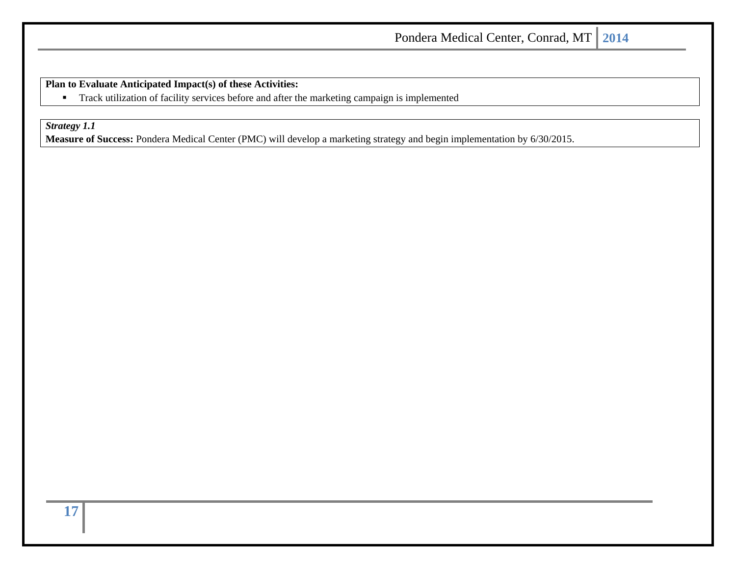**Plan to Evaluate Anticipated Impact(s) of these Activities:**

- Track utilization of facility services before and after the marketing campaign is implemented

***Strategy 1.1***
**Measure of Success:** Pondera Medical Center (PMC) will develop a marketing strategy and begin implementation by 6/30/2015.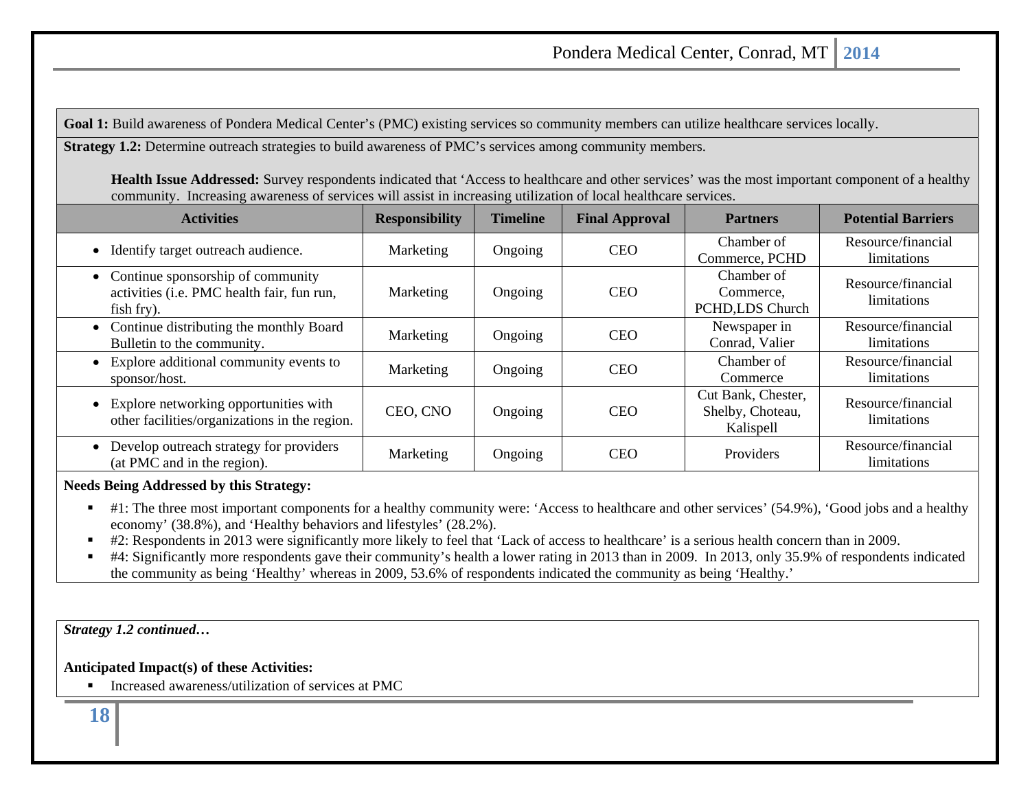**Goal 1:** Build awareness of Pondera Medical Center's (PMC) existing services so community members can utilize healthcare services locally.

**Strategy 1.2:** Determine outreach strategies to build awareness of PMC's services among community members.

**Health Issue Addressed:** Survey respondents indicated that 'Access to healthcare and other services' was the most important component of a healthy community. Increasing awareness of services will assist in increasing utilization of local healthcare services.

| Activities | Responsibility | Timeline | Final Approval | Partners | Potential Barriers |
|---|---|---|---|---|---|
| • Identify target outreach audience. | Marketing | Ongoing | CEO | Chamber of Commerce, PCHD | Resource/financial limitations |
| • Continue sponsorship of community activities (i.e. PMC health fair, fun run, fish fry). | Marketing | Ongoing | CEO | Chamber of Commerce, PCHD,LDS Church | Resource/financial limitations |
| • Continue distributing the monthly Board Bulletin to the community. | Marketing | Ongoing | CEO | Newspaper in Conrad, Valier | Resource/financial limitations |
| • Explore additional community events to sponsor/host. | Marketing | Ongoing | CEO | Chamber of Commerce | Resource/financial limitations |
| • Explore networking opportunities with other facilities/organizations in the region. | CEO, CNO | Ongoing | CEO | Cut Bank, Chester, Shelby, Choteau, Kalispell | Resource/financial limitations |
| • Develop outreach strategy for providers (at PMC and in the region). | Marketing | Ongoing | CEO | Providers | Resource/financial limitations |

**Needs Being Addressed by this Strategy:**

- #1: The three most important components for a healthy community were: 'Access to healthcare and other services' (54.9%), 'Good jobs and a healthy economy' (38.8%), and 'Healthy behaviors and lifestyles' (28.2%).
- #2: Respondents in 2013 were significantly more likely to feel that 'Lack of access to healthcare' is a serious health concern than in 2009.
- #4: Significantly more respondents gave their community's health a lower rating in 2013 than in 2009. In 2013, only 35.9% of respondents indicated the community as being 'Healthy' whereas in 2009, 53.6% of respondents indicated the community as being 'Healthy.'

***Strategy 1.2 continued…***

**Anticipated Impact(s) of these Activities:**

- Increased awareness/utilization of services at PMC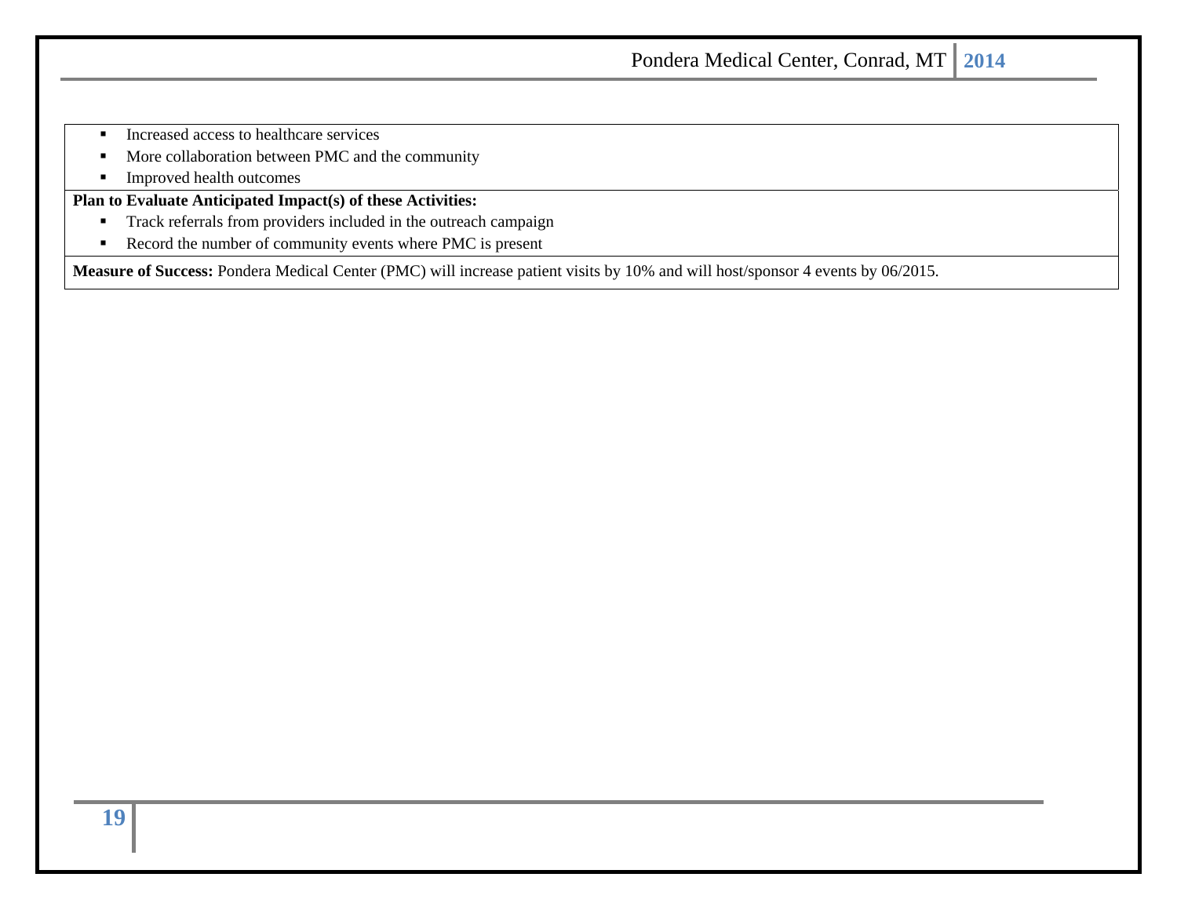- Increased access to healthcare services
- More collaboration between PMC and the community
- Improved health outcomes

**Plan to Evaluate Anticipated Impact(s) of these Activities:**

- Track referrals from providers included in the outreach campaign
- Record the number of community events where PMC is present

**Measure of Success:** Pondera Medical Center (PMC) will increase patient visits by 10% and will host/sponsor 4 events by 06/2015.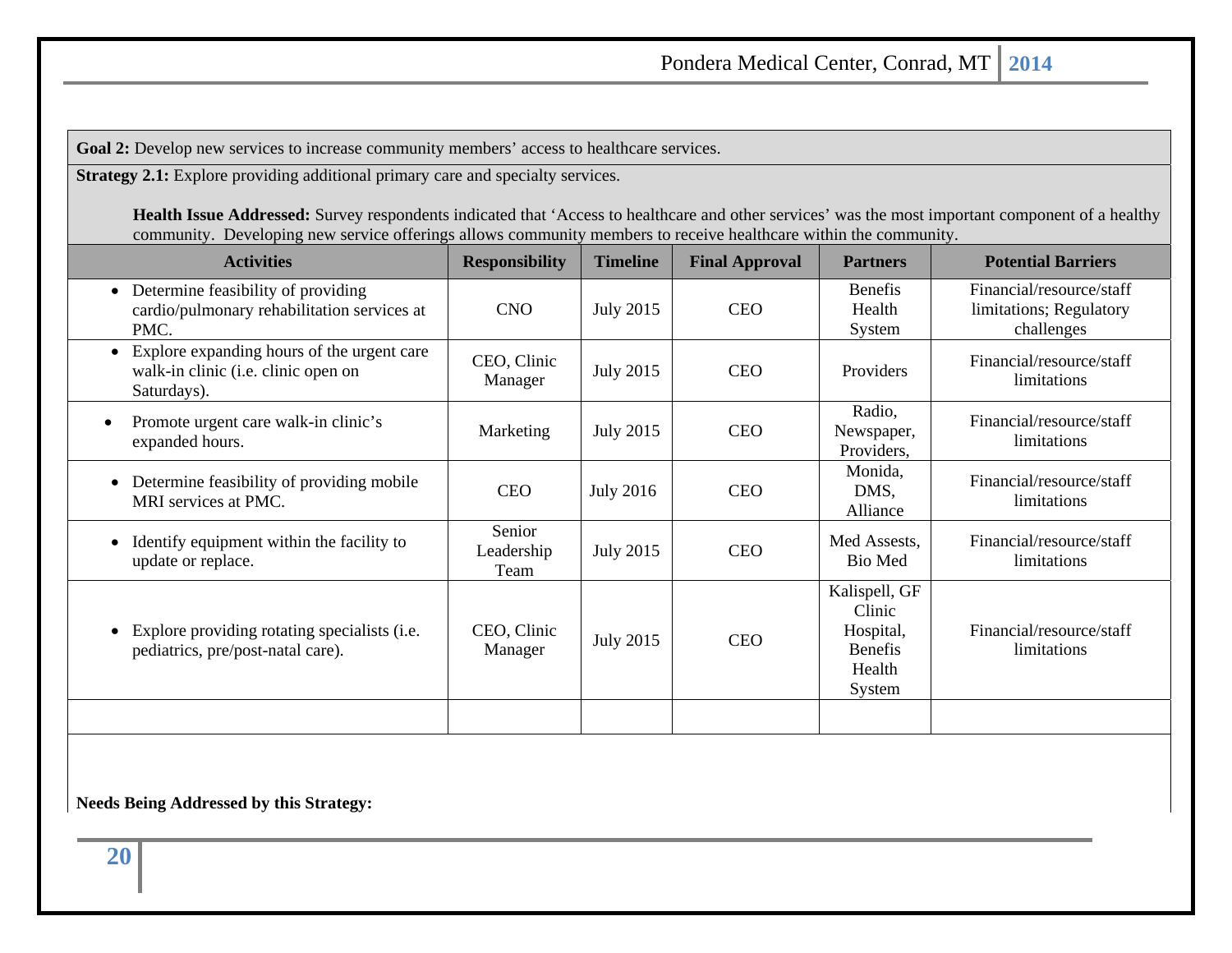**Goal 2:** Develop new services to increase community members' access to healthcare services.

**Strategy 2.1:** Explore providing additional primary care and specialty services.

**Health Issue Addressed:** Survey respondents indicated that 'Access to healthcare and other services' was the most important component of a healthy community. Developing new service offerings allows community members to receive healthcare within the community.

| Activities | Responsibility | Timeline | Final Approval | Partners | Potential Barriers |
|---|---|---|---|---|---|
| • Determine feasibility of providing cardio/pulmonary rehabilitation services at PMC. | CNO | July 2015 | CEO | Benefis Health System | Financial/resource/staff limitations; Regulatory challenges |
| • Explore expanding hours of the urgent care walk-in clinic (i.e. clinic open on Saturdays). | CEO, Clinic Manager | July 2015 | CEO | Providers | Financial/resource/staff limitations |
| • Promote urgent care walk-in clinic's expanded hours. | Marketing | July 2015 | CEO | Radio, Newspaper, Providers, | Financial/resource/staff limitations |
| • Determine feasibility of providing mobile MRI services at PMC. | CEO | July 2016 | CEO | Monida, DMS, Alliance | Financial/resource/staff limitations |
| • Identify equipment within the facility to update or replace. | Senior Leadership Team | July 2015 | CEO | Med Assests, Bio Med | Financial/resource/staff limitations |
| • Explore providing rotating specialists (i.e. pediatrics, pre/post-natal care). | CEO, Clinic Manager | July 2015 | CEO | Kalispell, GF Clinic Hospital, Benefis Health System | Financial/resource/staff limitations |
| | | | | | |

**Needs Being Addressed by this Strategy:**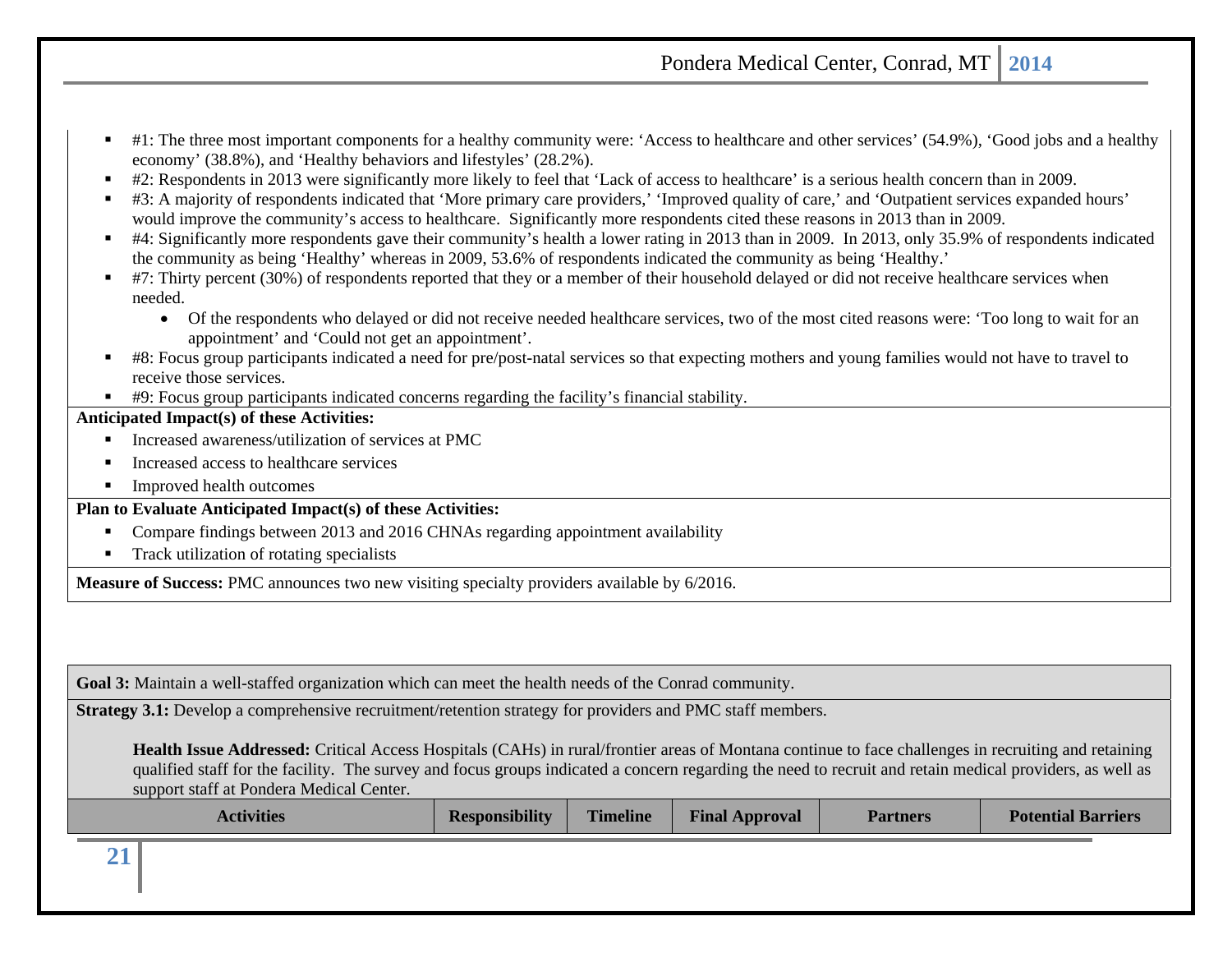- #1: The three most important components for a healthy community were: 'Access to healthcare and other services' (54.9%), 'Good jobs and a healthy economy' (38.8%), and 'Healthy behaviors and lifestyles' (28.2%).
- #2: Respondents in 2013 were significantly more likely to feel that 'Lack of access to healthcare' is a serious health concern than in 2009.
- #3: A majority of respondents indicated that 'More primary care providers,' 'Improved quality of care,' and 'Outpatient services expanded hours' would improve the community's access to healthcare. Significantly more respondents cited these reasons in 2013 than in 2009.
- #4: Significantly more respondents gave their community's health a lower rating in 2013 than in 2009. In 2013, only 35.9% of respondents indicated the community as being 'Healthy' whereas in 2009, 53.6% of respondents indicated the community as being 'Healthy.'
- #7: Thirty percent (30%) of respondents reported that they or a member of their household delayed or did not receive healthcare services when needed.
    - Of the respondents who delayed or did not receive needed healthcare services, two of the most cited reasons were: 'Too long to wait for an appointment' and 'Could not get an appointment'.
- #8: Focus group participants indicated a need for pre/post-natal services so that expecting mothers and young families would not have to travel to receive those services.
- #9: Focus group participants indicated concerns regarding the facility's financial stability.

**Anticipated Impact(s) of these Activities:**

- Increased awareness/utilization of services at PMC
- Increased access to healthcare services
- Improved health outcomes

**Plan to Evaluate Anticipated Impact(s) of these Activities:**

- Compare findings between 2013 and 2016 CHNAs regarding appointment availability
- Track utilization of rotating specialists

**Measure of Success:** PMC announces two new visiting specialty providers available by 6/2016.

**Goal 3:** Maintain a well-staffed organization which can meet the health needs of the Conrad community.

**Strategy 3.1:** Develop a comprehensive recruitment/retention strategy for providers and PMC staff members.

**Health Issue Addressed:** Critical Access Hospitals (CAHs) in rural/frontier areas of Montana continue to face challenges in recruiting and retaining qualified staff for the facility. The survey and focus groups indicated a concern regarding the need to recruit and retain medical providers, as well as support staff at Pondera Medical Center.

| Activities | Responsibility | Timeline | Final Approval | Partners | Potential Barriers |
| --- | --- | --- | --- | --- | --- |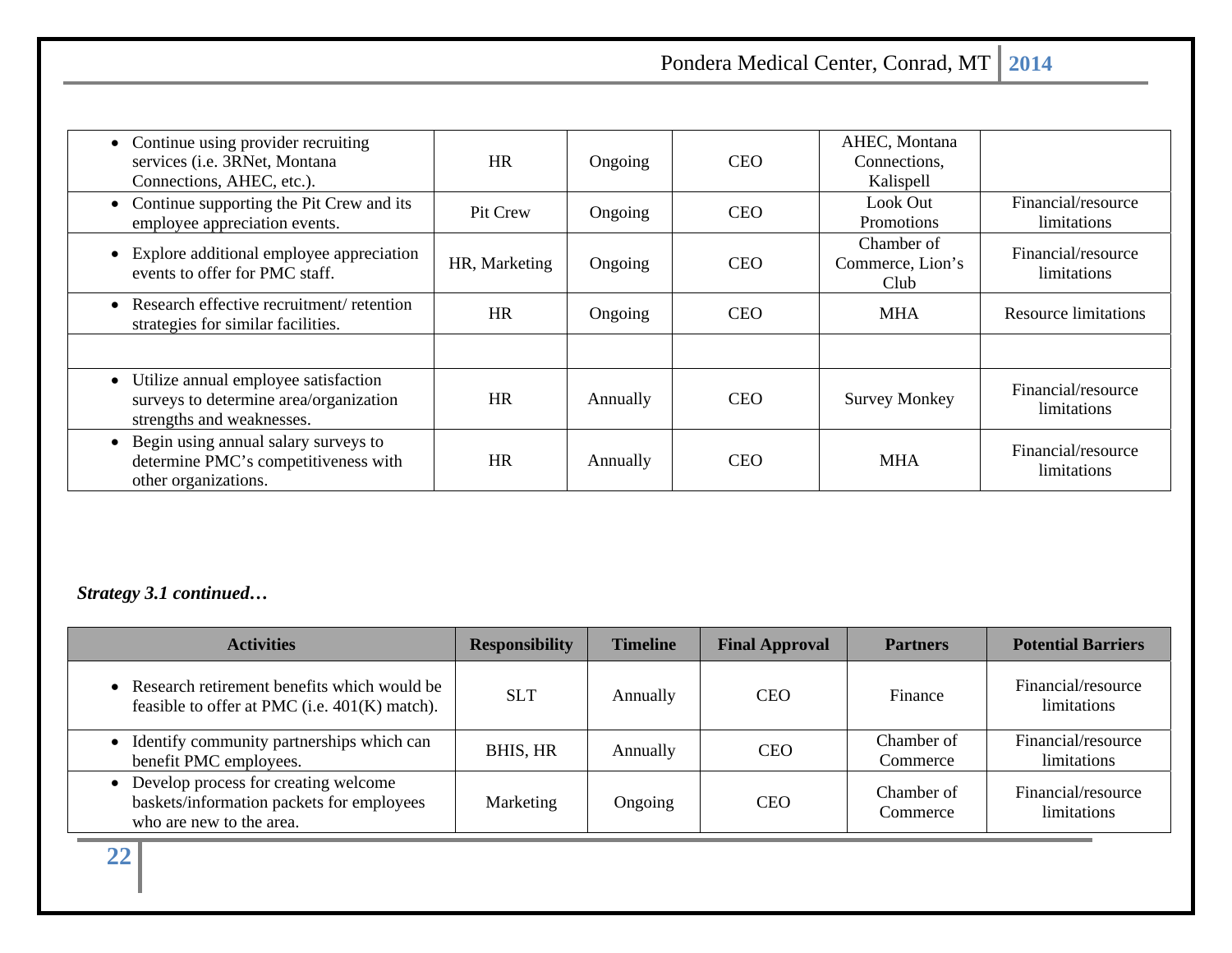| | | | | | |
|---|---|---|---|---|---|
| • Continue using provider recruiting services (i.e. 3RNet, Montana Connections, AHEC, etc.). | HR | Ongoing | CEO | AHEC, Montana Connections, Kalispell | |
| • Continue supporting the Pit Crew and its employee appreciation events. | Pit Crew | Ongoing | CEO | Look Out Promotions | Financial/resource limitations |
| • Explore additional employee appreciation events to offer for PMC staff. | HR, Marketing | Ongoing | CEO | Chamber of Commerce, Lion's Club | Financial/resource limitations |
| • Research effective recruitment/ retention strategies for similar facilities. | HR | Ongoing | CEO | MHA | Resource limitations |
| | | | | | |
| • Utilize annual employee satisfaction surveys to determine area/organization strengths and weaknesses. | HR | Annually | CEO | Survey Monkey | Financial/resource limitations |
| • Begin using annual salary surveys to determine PMC's competitiveness with other organizations. | HR | Annually | CEO | MHA | Financial/resource limitations |

***Strategy 3.1 continued…***

| Activities | Responsibility | Timeline | Final Approval | Partners | Potential Barriers |
|---|---|---|---|---|---|
| • Research retirement benefits which would be feasible to offer at PMC (i.e. 401(K) match). | SLT | Annually | CEO | Finance | Financial/resource limitations |
| • Identify community partnerships which can benefit PMC employees. | BHIS, HR | Annually | CEO | Chamber of Commerce | Financial/resource limitations |
| • Develop process for creating welcome baskets/information packets for employees who are new to the area. | Marketing | Ongoing | CEO | Chamber of Commerce | Financial/resource limitations |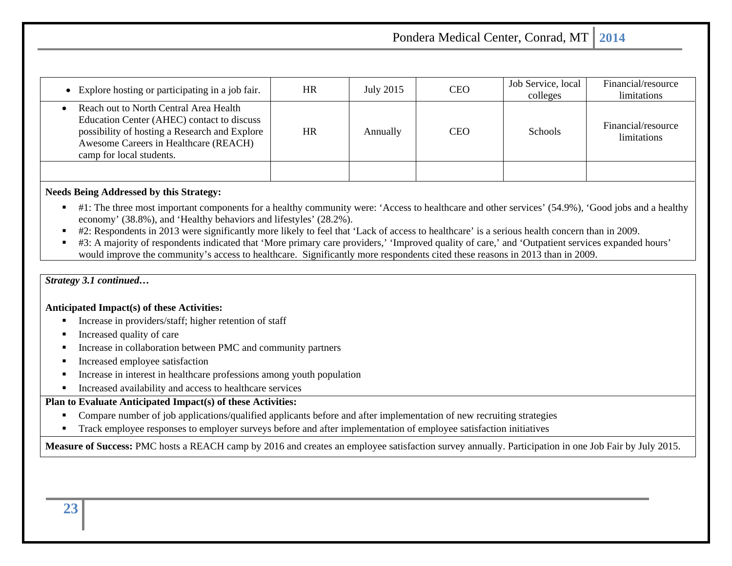| | | | | | |
|---|---|---|---|---|---|
| • Explore hosting or participating in a job fair. | HR | July 2015 | CEO | Job Service, local colleges | Financial/resource limitations |
| • Reach out to North Central Area Health Education Center (AHEC) contact to discuss possibility of hosting a Research and Explore Awesome Careers in Healthcare (REACH) camp for local students. | HR | Annually | CEO | Schools | Financial/resource limitations |
| | | | | | |

**Needs Being Addressed by this Strategy:**

- #1: The three most important components for a healthy community were: 'Access to healthcare and other services' (54.9%), 'Good jobs and a healthy economy' (38.8%), and 'Healthy behaviors and lifestyles' (28.2%).
- #2: Respondents in 2013 were significantly more likely to feel that 'Lack of access to healthcare' is a serious health concern than in 2009.
- #3: A majority of respondents indicated that 'More primary care providers,' 'Improved quality of care,' and 'Outpatient services expanded hours' would improve the community's access to healthcare. Significantly more respondents cited these reasons in 2013 than in 2009.

***Strategy 3.1 continued…***

**Anticipated Impact(s) of these Activities:**

- Increase in providers/staff; higher retention of staff
- Increased quality of care
- Increase in collaboration between PMC and community partners
- Increased employee satisfaction
- Increase in interest in healthcare professions among youth population
- Increased availability and access to healthcare services

**Plan to Evaluate Anticipated Impact(s) of these Activities:**

- Compare number of job applications/qualified applicants before and after implementation of new recruiting strategies
- Track employee responses to employer surveys before and after implementation of employee satisfaction initiatives

**Measure of Success:** PMC hosts a REACH camp by 2016 and creates an employee satisfaction survey annually. Participation in one Job Fair by July 2015.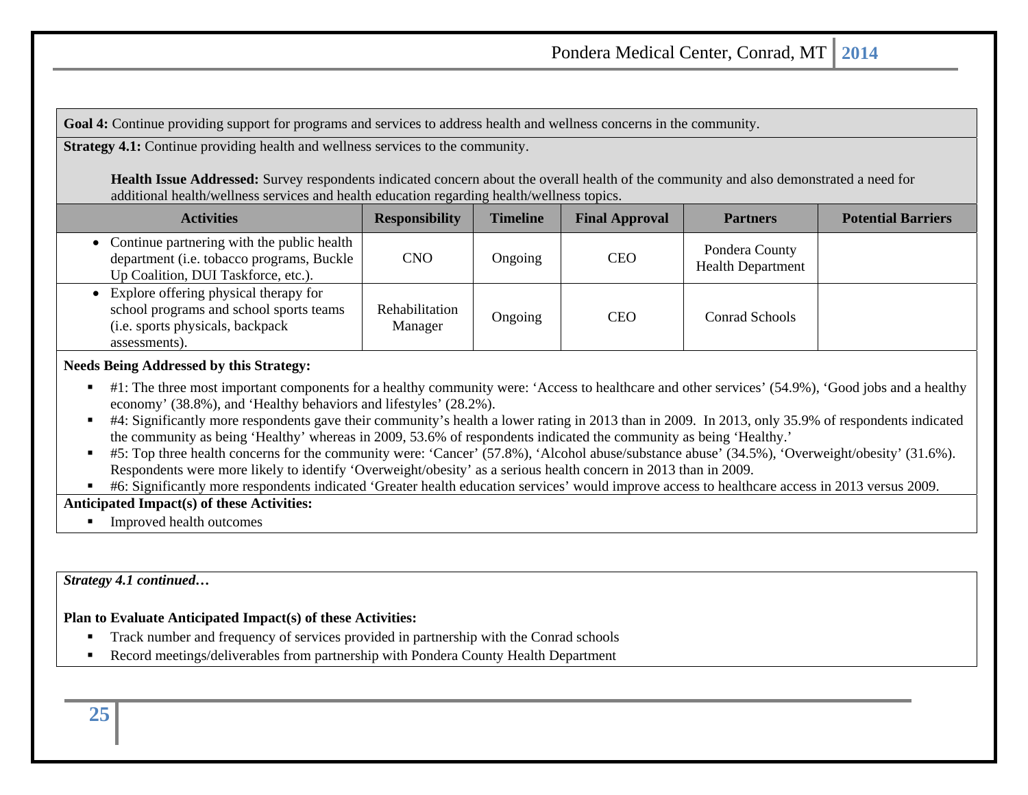**Goal 4:** Continue providing support for programs and services to address health and wellness concerns in the community.

**Strategy 4.1:** Continue providing health and wellness services to the community.

**Health Issue Addressed:** Survey respondents indicated concern about the overall health of the community and also demonstrated a need for additional health/wellness services and health education regarding health/wellness topics.

| Activities | Responsibility | Timeline | Final Approval | Partners | Potential Barriers |
|---|---|---|---|---|---|
| • Continue partnering with the public health department (i.e. tobacco programs, Buckle Up Coalition, DUI Taskforce, etc.). | CNO | Ongoing | CEO | Pondera County Health Department | |
| • Explore offering physical therapy for school programs and school sports teams (i.e. sports physicals, backpack assessments). | Rehabilitation Manager | Ongoing | CEO | Conrad Schools | |

**Needs Being Addressed by this Strategy:**

- #1: The three most important components for a healthy community were: 'Access to healthcare and other services' (54.9%), 'Good jobs and a healthy economy' (38.8%), and 'Healthy behaviors and lifestyles' (28.2%).
- #4: Significantly more respondents gave their community's health a lower rating in 2013 than in 2009. In 2013, only 35.9% of respondents indicated the community as being 'Healthy' whereas in 2009, 53.6% of respondents indicated the community as being 'Healthy.'
- #5: Top three health concerns for the community were: 'Cancer' (57.8%), 'Alcohol abuse/substance abuse' (34.5%), 'Overweight/obesity' (31.6%). Respondents were more likely to identify 'Overweight/obesity' as a serious health concern in 2013 than in 2009.
- #6: Significantly more respondents indicated 'Greater health education services' would improve access to healthcare access in 2013 versus 2009.

**Anticipated Impact(s) of these Activities:**

- Improved health outcomes

***Strategy 4.1 continued…***

**Plan to Evaluate Anticipated Impact(s) of these Activities:**

- Track number and frequency of services provided in partnership with the Conrad schools
- Record meetings/deliverables from partnership with Pondera County Health Department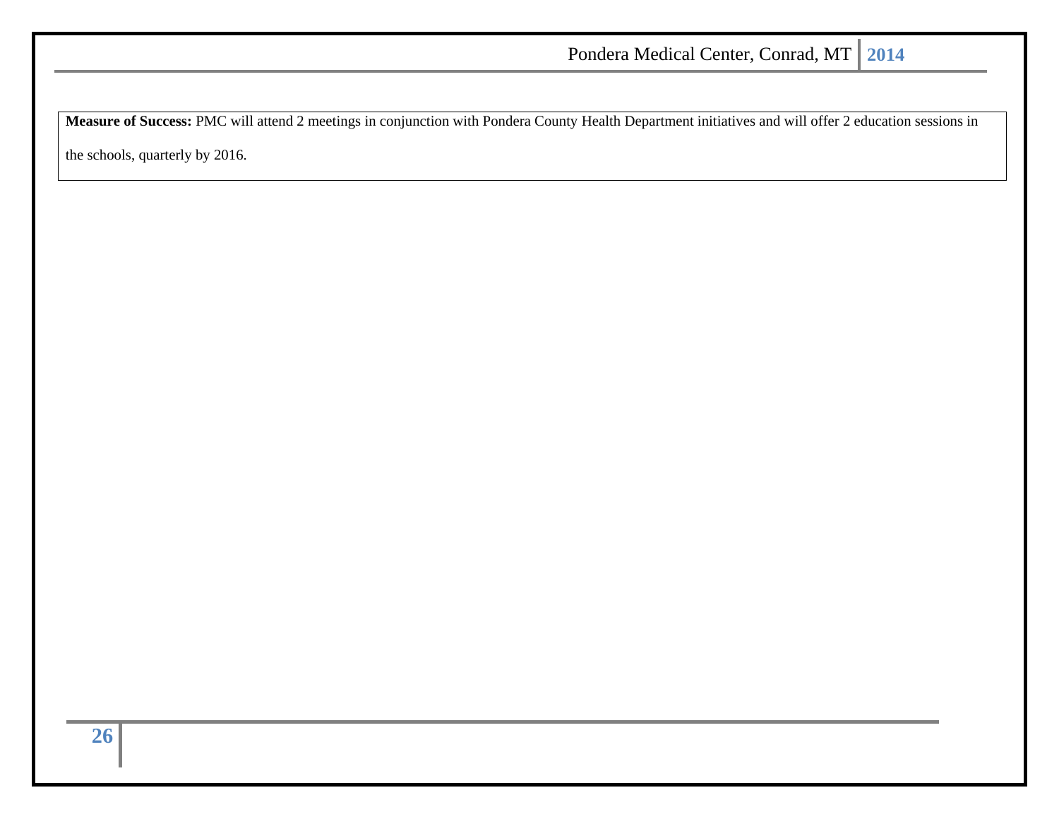| |
|---|
| **Measure of Success:** PMC will attend 2 meetings in conjunction with Pondera County Health Department initiatives and will offer 2 education sessions in the schools, quarterly by 2016. |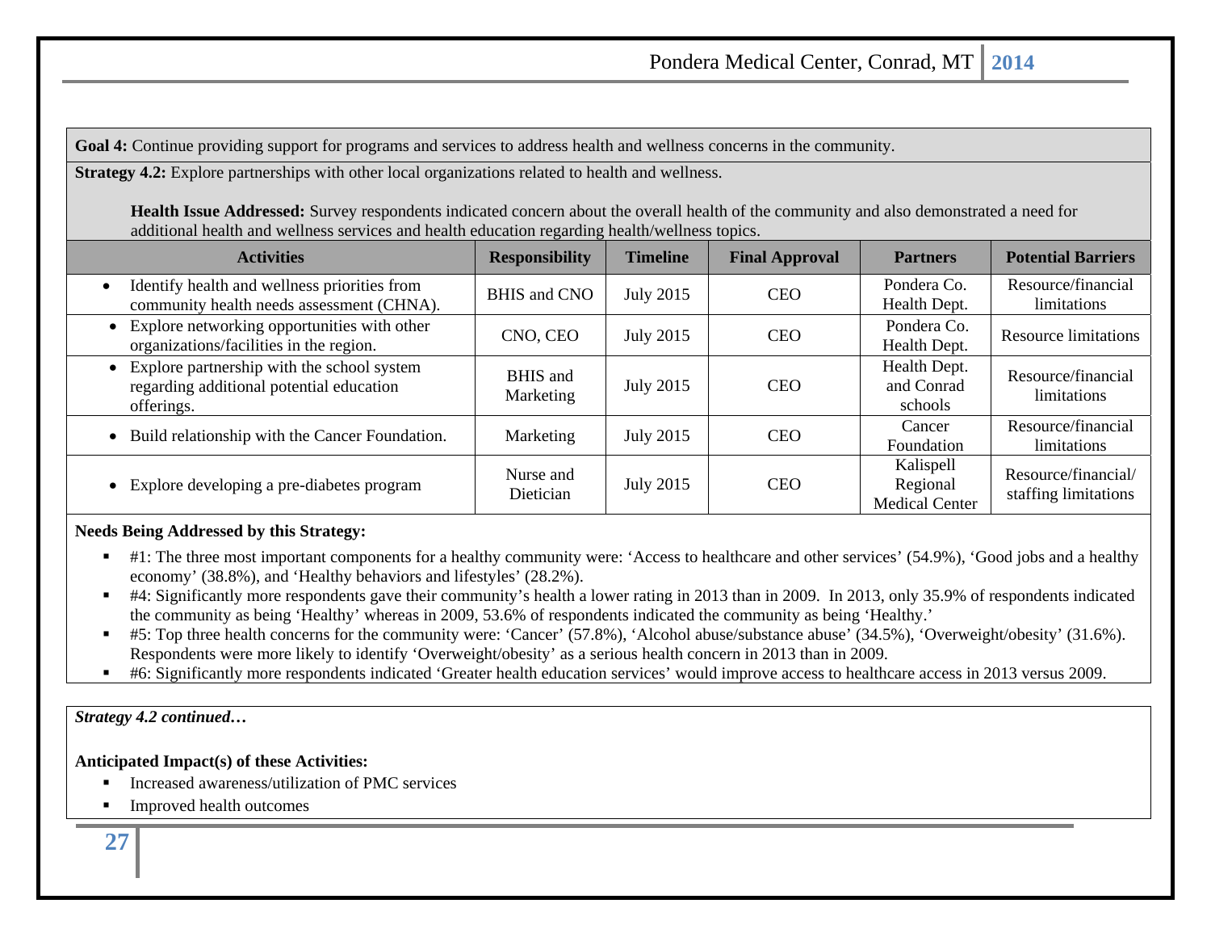**Goal 4:** Continue providing support for programs and services to address health and wellness concerns in the community.

**Strategy 4.2:** Explore partnerships with other local organizations related to health and wellness.

**Health Issue Addressed:** Survey respondents indicated concern about the overall health of the community and also demonstrated a need for additional health and wellness services and health education regarding health/wellness topics.

| Activities | Responsibility | Timeline | Final Approval | Partners | Potential Barriers |
|---|---|---|---|---|---|
| • Identify health and wellness priorities from community health needs assessment (CHNA). | BHIS and CNO | July 2015 | CEO | Pondera Co. Health Dept. | Resource/financial limitations |
| • Explore networking opportunities with other organizations/facilities in the region. | CNO, CEO | July 2015 | CEO | Pondera Co. Health Dept. | Resource limitations |
| • Explore partnership with the school system regarding additional potential education offerings. | BHIS and Marketing | July 2015 | CEO | Health Dept. and Conrad schools | Resource/financial limitations |
| • Build relationship with the Cancer Foundation. | Marketing | July 2015 | CEO | Cancer Foundation | Resource/financial limitations |
| • Explore developing a pre-diabetes program | Nurse and Dietician | July 2015 | CEO | Kalispell Regional Medical Center | Resource/financial/ staffing limitations |

**Needs Being Addressed by this Strategy:**

- #1: The three most important components for a healthy community were: 'Access to healthcare and other services' (54.9%), 'Good jobs and a healthy economy' (38.8%), and 'Healthy behaviors and lifestyles' (28.2%).
- #4: Significantly more respondents gave their community's health a lower rating in 2013 than in 2009. In 2013, only 35.9% of respondents indicated the community as being 'Healthy' whereas in 2009, 53.6% of respondents indicated the community as being 'Healthy.'
- #5: Top three health concerns for the community were: 'Cancer' (57.8%), 'Alcohol abuse/substance abuse' (34.5%), 'Overweight/obesity' (31.6%). Respondents were more likely to identify 'Overweight/obesity' as a serious health concern in 2013 than in 2009.
- #6: Significantly more respondents indicated 'Greater health education services' would improve access to healthcare access in 2013 versus 2009.

***Strategy 4.2 continued…***

**Anticipated Impact(s) of these Activities:**

- Increased awareness/utilization of PMC services
- Improved health outcomes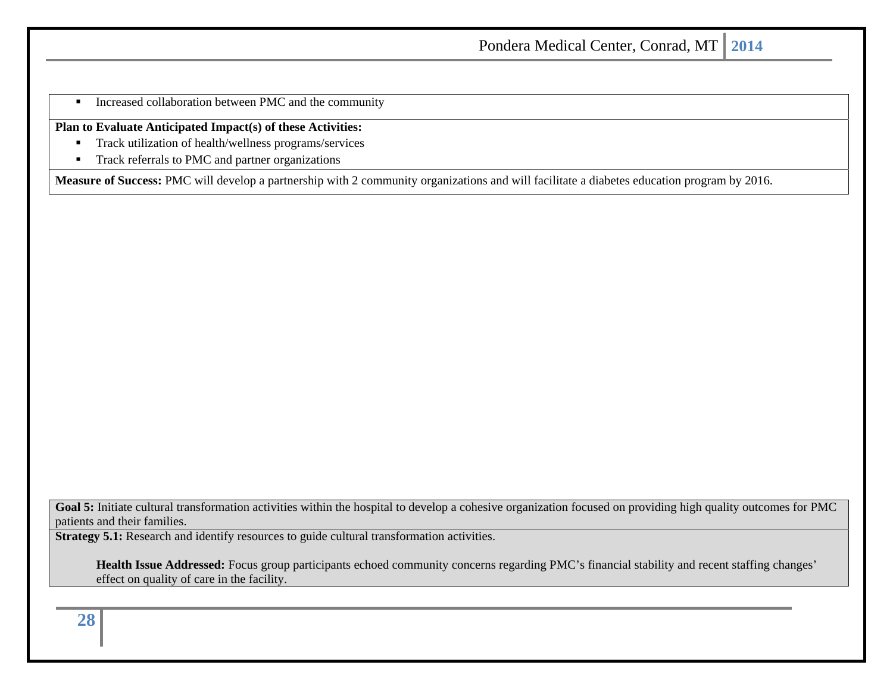- Increased collaboration between PMC and the community

**Plan to Evaluate Anticipated Impact(s) of these Activities:**

- Track utilization of health/wellness programs/services
- Track referrals to PMC and partner organizations

**Measure of Success:** PMC will develop a partnership with 2 community organizations and will facilitate a diabetes education program by 2016.

**Goal 5:** Initiate cultural transformation activities within the hospital to develop a cohesive organization focused on providing high quality outcomes for PMC patients and their families.

**Strategy 5.1:** Research and identify resources to guide cultural transformation activities.

**Health Issue Addressed:** Focus group participants echoed community concerns regarding PMC's financial stability and recent staffing changes' effect on quality of care in the facility.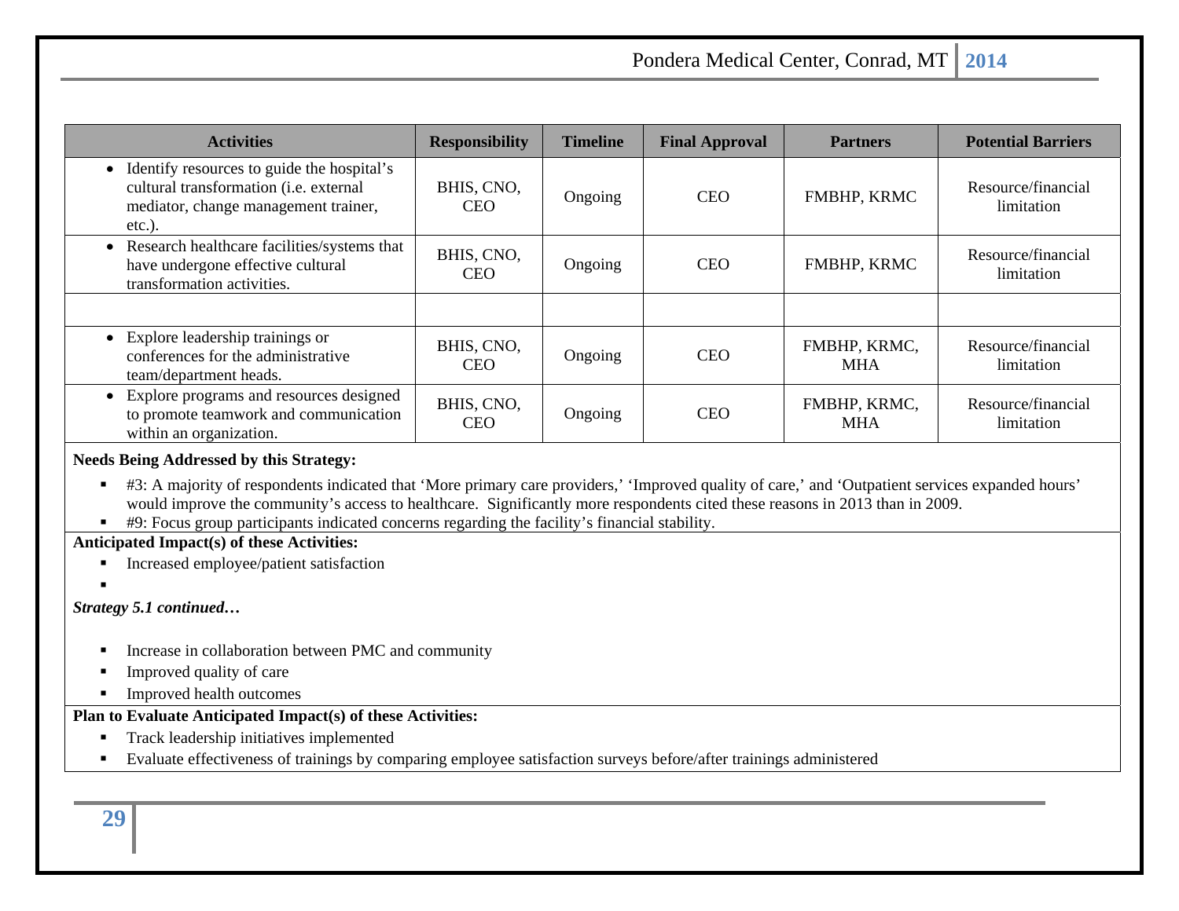| Activities | Responsibility | Timeline | Final Approval | Partners | Potential Barriers |
|---|---|---|---|---|---|
| • Identify resources to guide the hospital's cultural transformation (i.e. external mediator, change management trainer, etc.). | BHIS, CNO, CEO | Ongoing | CEO | FMBHP, KRMC | Resource/financial limitation |
| • Research healthcare facilities/systems that have undergone effective cultural transformation activities. | BHIS, CNO, CEO | Ongoing | CEO | FMBHP, KRMC | Resource/financial limitation |
| | | | | | |
| • Explore leadership trainings or conferences for the administrative team/department heads. | BHIS, CNO, CEO | Ongoing | CEO | FMBHP, KRMC, MHA | Resource/financial limitation |
| • Explore programs and resources designed to promote teamwork and communication within an organization. | BHIS, CNO, CEO | Ongoing | CEO | FMBHP, KRMC, MHA | Resource/financial limitation |

**Needs Being Addressed by this Strategy:**

- #3: A majority of respondents indicated that 'More primary care providers,' 'Improved quality of care,' and 'Outpatient services expanded hours' would improve the community's access to healthcare. Significantly more respondents cited these reasons in 2013 than in 2009.
- #9: Focus group participants indicated concerns regarding the facility's financial stability.

**Anticipated Impact(s) of these Activities:**

- Increased employee/patient satisfaction
- 

***Strategy 5.1 continued…***

- Increase in collaboration between PMC and community
- Improved quality of care
- Improved health outcomes

**Plan to Evaluate Anticipated Impact(s) of these Activities:**

- Track leadership initiatives implemented
- Evaluate effectiveness of trainings by comparing employee satisfaction surveys before/after trainings administered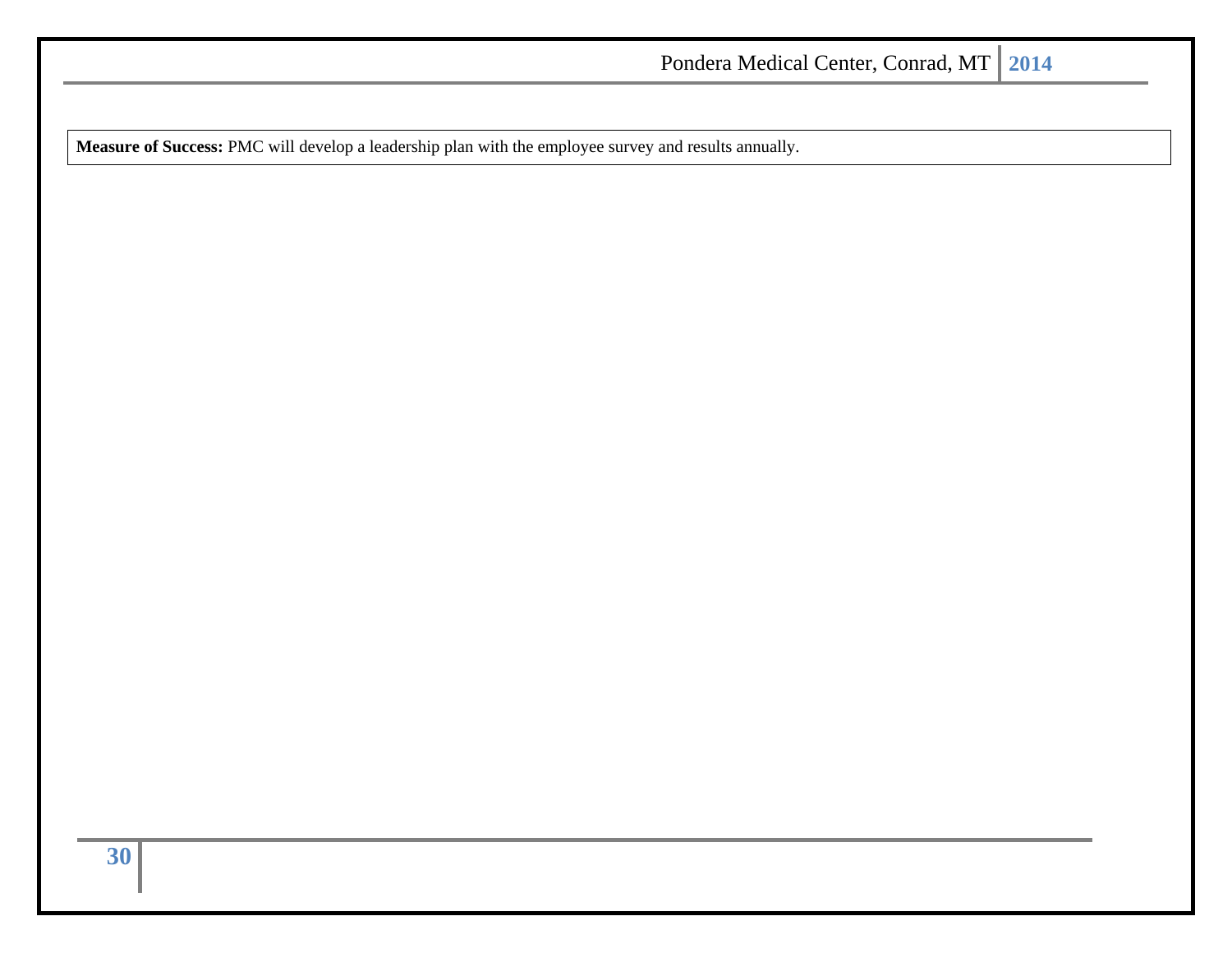**Measure of Success:** PMC will develop a leadership plan with the employee survey and results annually.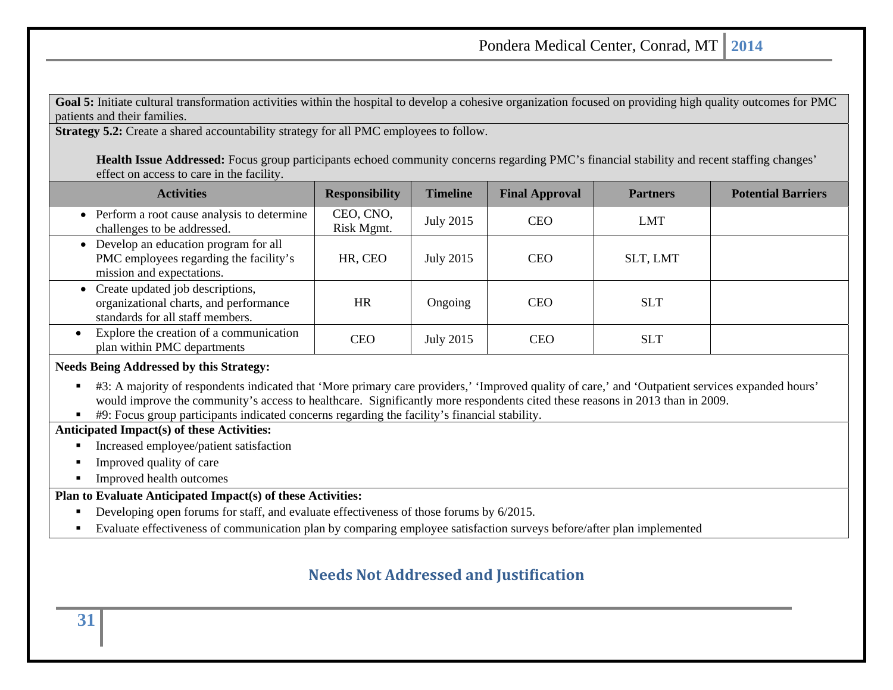**Goal 5:** Initiate cultural transformation activities within the hospital to develop a cohesive organization focused on providing high quality outcomes for PMC patients and their families.

**Strategy 5.2:** Create a shared accountability strategy for all PMC employees to follow.

**Health Issue Addressed:** Focus group participants echoed community concerns regarding PMC's financial stability and recent staffing changes' effect on access to care in the facility.

| Activities | Responsibility | Timeline | Final Approval | Partners | Potential Barriers |
|---|---|---|---|---|---|
| • Perform a root cause analysis to determine challenges to be addressed. | CEO, CNO, Risk Mgmt. | July 2015 | CEO | LMT | |
| • Develop an education program for all PMC employees regarding the facility's mission and expectations. | HR, CEO | July 2015 | CEO | SLT, LMT | |
| • Create updated job descriptions, organizational charts, and performance standards for all staff members. | HR | Ongoing | CEO | SLT | |
| • Explore the creation of a communication plan within PMC departments | CEO | July 2015 | CEO | SLT | |

**Needs Being Addressed by this Strategy:**

- #3: A majority of respondents indicated that 'More primary care providers,' 'Improved quality of care,' and 'Outpatient services expanded hours' would improve the community's access to healthcare. Significantly more respondents cited these reasons in 2013 than in 2009.
- #9: Focus group participants indicated concerns regarding the facility's financial stability.

**Anticipated Impact(s) of these Activities:**

- Increased employee/patient satisfaction
- Improved quality of care
- Improved health outcomes

**Plan to Evaluate Anticipated Impact(s) of these Activities:**

- Developing open forums for staff, and evaluate effectiveness of those forums by 6/2015.
- Evaluate effectiveness of communication plan by comparing employee satisfaction surveys before/after plan implemented

## Needs Not Addressed and Justification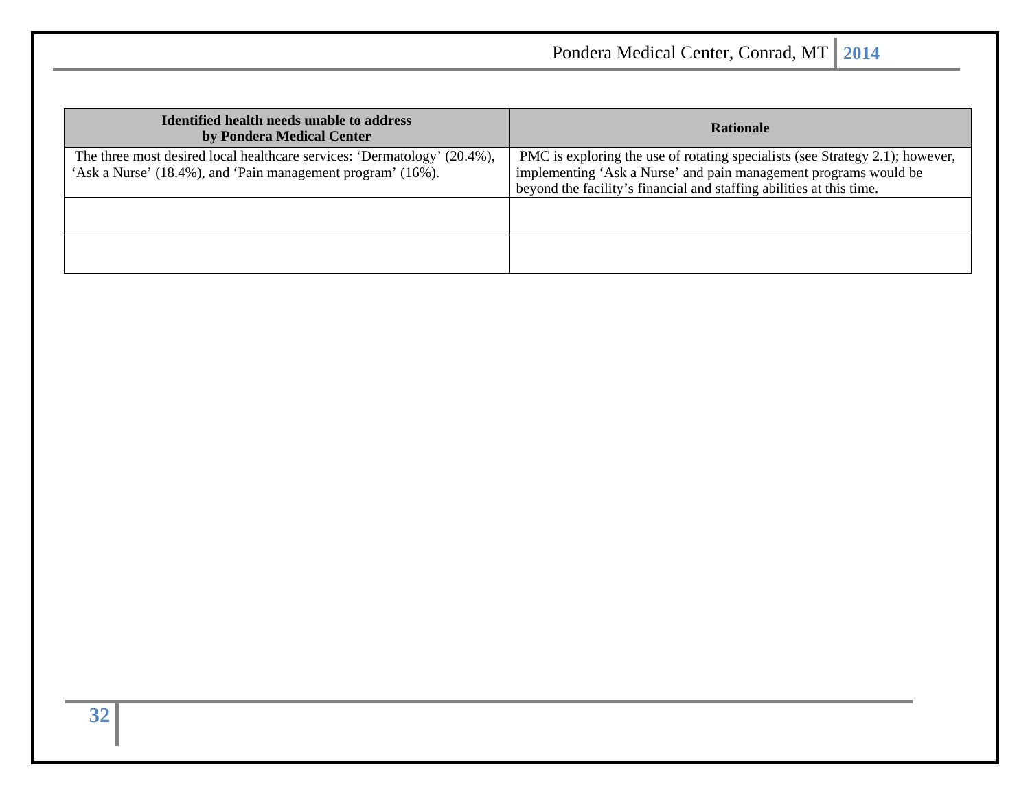| Identified health needs unable to address by Pondera Medical Center | Rationale |
| --- | --- |
| The three most desired local healthcare services: ‘Dermatology’ (20.4%), ‘Ask a Nurse’ (18.4%), and ‘Pain management program’ (16%). | PMC is exploring the use of rotating specialists (see Strategy 2.1); however, implementing ‘Ask a Nurse’ and pain management programs would be beyond the facility’s financial and staffing abilities at this time. |
| | |
| | |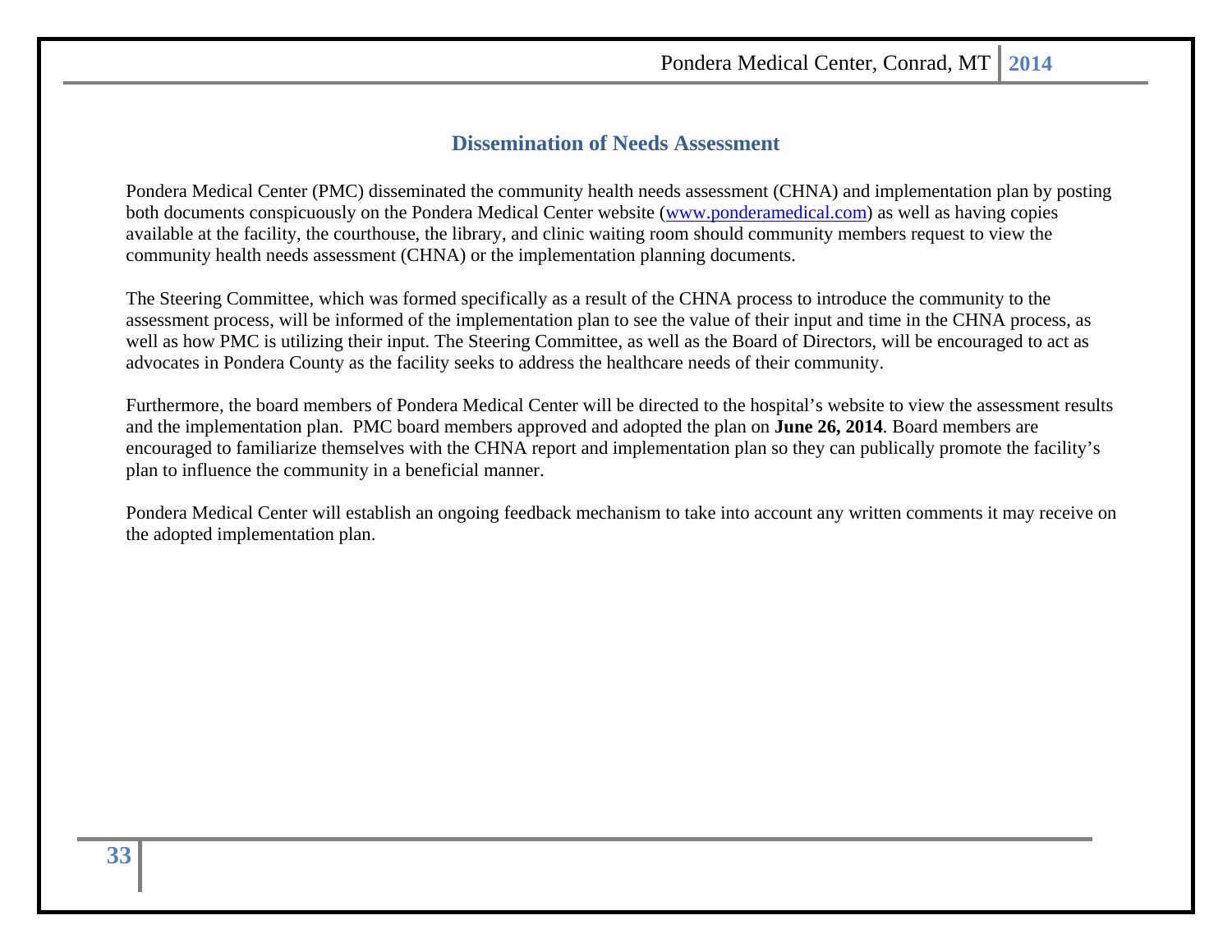## Dissemination of Needs Assessment

Pondera Medical Center (PMC) disseminated the community health needs assessment (CHNA) and implementation plan by posting both documents conspicuously on the Pondera Medical Center website (www.ponderamedical.com) as well as having copies available at the facility, the courthouse, the library, and clinic waiting room should community members request to view the community health needs assessment (CHNA) or the implementation planning documents.

The Steering Committee, which was formed specifically as a result of the CHNA process to introduce the community to the assessment process, will be informed of the implementation plan to see the value of their input and time in the CHNA process, as well as how PMC is utilizing their input. The Steering Committee, as well as the Board of Directors, will be encouraged to act as advocates in Pondera County as the facility seeks to address the healthcare needs of their community.

Furthermore, the board members of Pondera Medical Center will be directed to the hospital's website to view the assessment results and the implementation plan. PMC board members approved and adopted the plan on **June 26, 2014**. Board members are encouraged to familiarize themselves with the CHNA report and implementation plan so they can publically promote the facility's plan to influence the community in a beneficial manner.

Pondera Medical Center will establish an ongoing feedback mechanism to take into account any written comments it may receive on the adopted implementation plan.